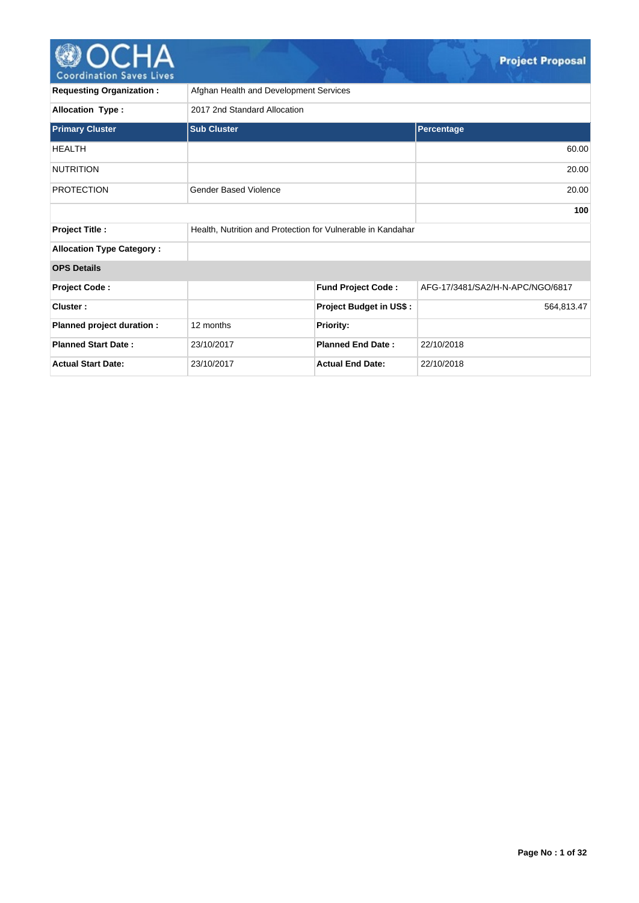# Project Proposal

| | | | |
|---|---|---|---|
| **Requesting Organization :** | Afghan Health and Development Services | | |
| **Allocation Type :** | 2017 2nd Standard Allocation | | |

| **Primary Cluster** | **Sub Cluster** | **Percentage** |
|---|---|---|
| HEALTH | | 60.00 |
| NUTRITION | | 20.00 |
| PROTECTION | Gender Based Violence | 20.00 |
| | | **100** |

| | |
|---|---|
| **Project Title :** | Health, Nutrition and Protection for Vulnerable in Kandahar |
| **Allocation Type Category :** | |

**OPS Details**

| | | | |
|---|---|---|---|
| **Project Code :** | | **Fund Project Code :** | AFG-17/3481/SA2/H-N-APC/NGO/6817 |
| **Cluster :** | | **Project Budget in US$ :** | 564,813.47 |
| **Planned project duration :** | 12 months | **Priority:** | |
| **Planned Start Date :** | 23/10/2017 | **Planned End Date :** | 22/10/2018 |
| **Actual Start Date:** | 23/10/2017 | **Actual End Date:** | 22/10/2018 |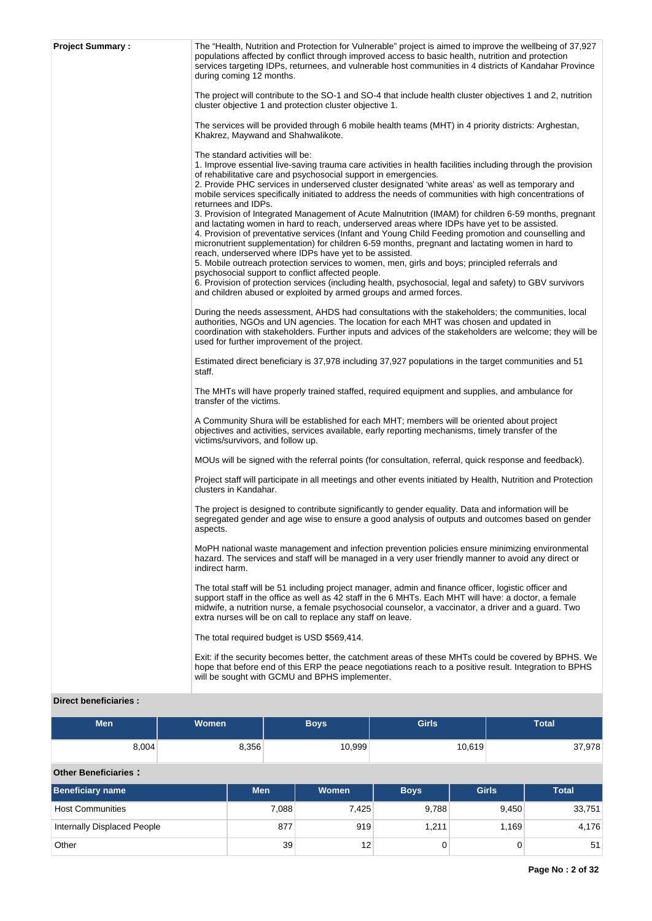**Project Summary :**

The "Health, Nutrition and Protection for Vulnerable" project is aimed to improve the wellbeing of 37,927 populations affected by conflict through improved access to basic health, nutrition and protection services targeting IDPs, returnees, and vulnerable host communities in 4 districts of Kandahar Province during coming 12 months.

The project will contribute to the SO-1 and SO-4 that include health cluster objectives 1 and 2, nutrition cluster objective 1 and protection cluster objective 1.

The services will be provided through 6 mobile health teams (MHT) in 4 priority districts: Arghestan, Khakrez, Maywand and Shahwalikote.

The standard activities will be:
1. Improve essential live-saving trauma care activities in health facilities including through the provision of rehabilitative care and psychosocial support in emergencies.
2. Provide PHC services in underserved cluster designated 'white areas' as well as temporary and mobile services specifically initiated to address the needs of communities with high concentrations of returnees and IDPs.
3. Provision of Integrated Management of Acute Malnutrition (IMAM) for children 6-59 months, pregnant and lactating women in hard to reach, underserved areas where IDPs have yet to be assisted.
4. Provision of preventative services (Infant and Young Child Feeding promotion and counselling and micronutrient supplementation) for children 6-59 months, pregnant and lactating women in hard to reach, underserved where IDPs have yet to be assisted.
5. Mobile outreach protection services to women, men, girls and boys; principled referrals and psychosocial support to conflict affected people.
6. Provision of protection services (including health, psychosocial, legal and safety) to GBV survivors and children abused or exploited by armed groups and armed forces.

During the needs assessment, AHDS had consultations with the stakeholders; the communities, local authorities, NGOs and UN agencies. The location for each MHT was chosen and updated in coordination with stakeholders. Further inputs and advices of the stakeholders are welcome; they will be used for further improvement of the project.

Estimated direct beneficiary is 37,978 including 37,927 populations in the target communities and 51 staff.

The MHTs will have properly trained staffed, required equipment and supplies, and ambulance for transfer of the victims.

A Community Shura will be established for each MHT; members will be oriented about project objectives and activities, services available, early reporting mechanisms, timely transfer of the victims/survivors, and follow up.

MOUs will be signed with the referral points (for consultation, referral, quick response and feedback).

Project staff will participate in all meetings and other events initiated by Health, Nutrition and Protection clusters in Kandahar.

The project is designed to contribute significantly to gender equality. Data and information will be segregated gender and age wise to ensure a good analysis of outputs and outcomes based on gender aspects.

MoPH national waste management and infection prevention policies ensure minimizing environmental hazard. The services and staff will be managed in a very user friendly manner to avoid any direct or indirect harm.

The total staff will be 51 including project manager, admin and finance officer, logistic officer and support staff in the office as well as 42 staff in the 6 MHTs. Each MHT will have: a doctor, a female midwife, a nutrition nurse, a female psychosocial counselor, a vaccinator, a driver and a guard. Two extra nurses will be on call to replace any staff on leave.

The total required budget is USD $569,414.

Exit: if the security becomes better, the catchment areas of these MHTs could be covered by BPHS. We hope that before end of this ERP the peace negotiations reach to a positive result. Integration to BPHS will be sought with GCMU and BPHS implementer.

**Direct beneficiaries :**

| Men | Women | Boys | Girls | Total |
|---|---|---|---|---|
| 8,004 | 8,356 | 10,999 | 10,619 | 37,978 |

**Other Beneficiaries :**

| Beneficiary name | Men | Women | Boys | Girls | Total |
|---|---|---|---|---|---|
| Host Communities | 7,088 | 7,425 | 9,788 | 9,450 | 33,751 |
| Internally Displaced People | 877 | 919 | 1,211 | 1,169 | 4,176 |
| Other | 39 | 12 | 0 | 0 | 51 |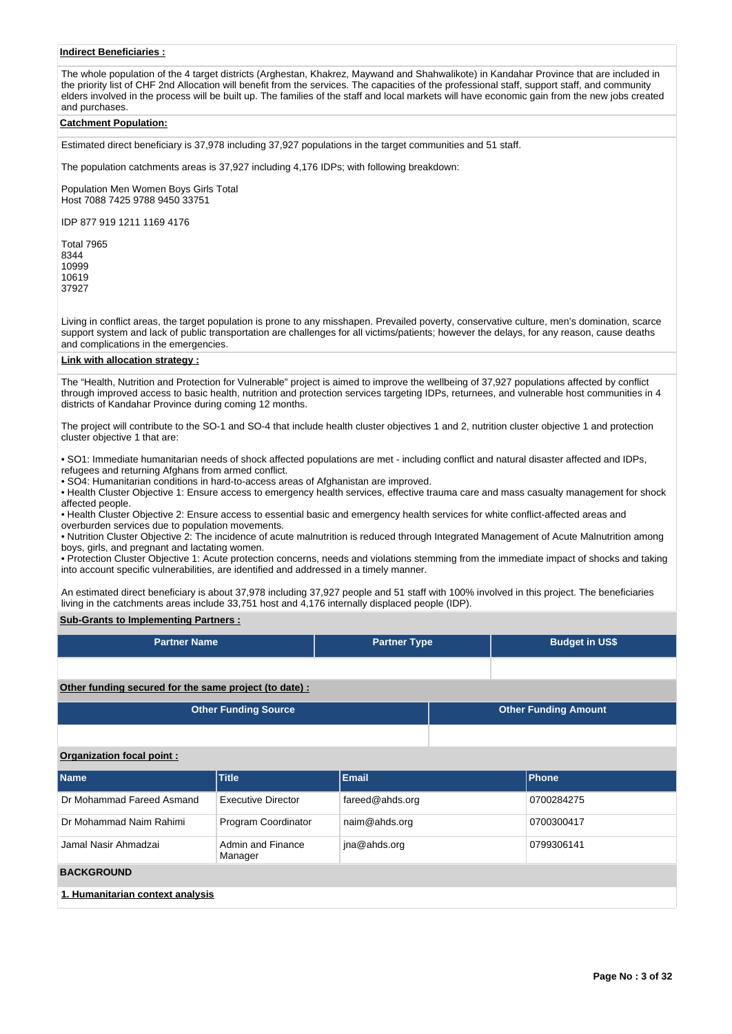**Indirect Beneficiaries :**

The whole population of the 4 target districts (Arghestan, Khakrez, Maywand and Shahwalikote) in Kandahar Province that are included in the priority list of CHF 2nd Allocation will benefit from the services. The capacities of the professional staff, support staff, and community elders involved in the process will be built up. The families of the staff and local markets will have economic gain from the new jobs created and purchases.

**Catchment Population:**

Estimated direct beneficiary is 37,978 including 37,927 populations in the target communities and 51 staff.

The population catchments areas is 37,927 including 4,176 IDPs; with following breakdown:

Population Men Women Boys Girls Total
Host 7088 7425 9788 9450 33751

IDP 877 919 1211 1169 4176

Total 7965
8344
10999
10619
37927

Living in conflict areas, the target population is prone to any misshapen. Prevailed poverty, conservative culture, men's domination, scarce support system and lack of public transportation are challenges for all victims/patients; however the delays, for any reason, cause deaths and complications in the emergencies.

**Link with allocation strategy :**

The "Health, Nutrition and Protection for Vulnerable" project is aimed to improve the wellbeing of 37,927 populations affected by conflict through improved access to basic health, nutrition and protection services targeting IDPs, returnees, and vulnerable host communities in 4 districts of Kandahar Province during coming 12 months.

The project will contribute to the SO-1 and SO-4 that include health cluster objectives 1 and 2, nutrition cluster objective 1 and protection cluster objective 1 that are:

- SO1: Immediate humanitarian needs of shock affected populations are met - including conflict and natural disaster affected and IDPs, refugees and returning Afghans from armed conflict.
- SO4: Humanitarian conditions in hard-to-access areas of Afghanistan are improved.
- Health Cluster Objective 1: Ensure access to emergency health services, effective trauma care and mass casualty management for shock affected people.
- Health Cluster Objective 2: Ensure access to essential basic and emergency health services for white conflict-affected areas and overburden services due to population movements.
- Nutrition Cluster Objective 2: The incidence of acute malnutrition is reduced through Integrated Management of Acute Malnutrition among boys, girls, and pregnant and lactating women.
- Protection Cluster Objective 1: Acute protection concerns, needs and violations stemming from the immediate impact of shocks and taking into account specific vulnerabilities, are identified and addressed in a timely manner.

An estimated direct beneficiary is about 37,978 including 37,927 people and 51 staff with 100% involved in this project. The beneficiaries living in the catchments areas include 33,751 host and 4,176 internally displaced people (IDP).

**Sub-Grants to Implementing Partners :**

| Partner Name | Partner Type | Budget in US$ |
|---|---|---|
| | | |

**Other funding secured for the same project (to date) :**

| Other Funding Source | Other Funding Amount |
|---|---|
| | |

**Organization focal point :**

| Name | Title | Email | Phone |
|---|---|---|---|
| Dr Mohammad Fareed Asmand | Executive Director | fareed@ahds.org | 0700284275 |
| Dr Mohammad Naim Rahimi | Program Coordinator | naim@ahds.org | 0700300417 |
| Jamal Nasir Ahmadzai | Admin and Finance Manager | jna@ahds.org | 0799306141 |

**BACKGROUND**

**1. Humanitarian context analysis**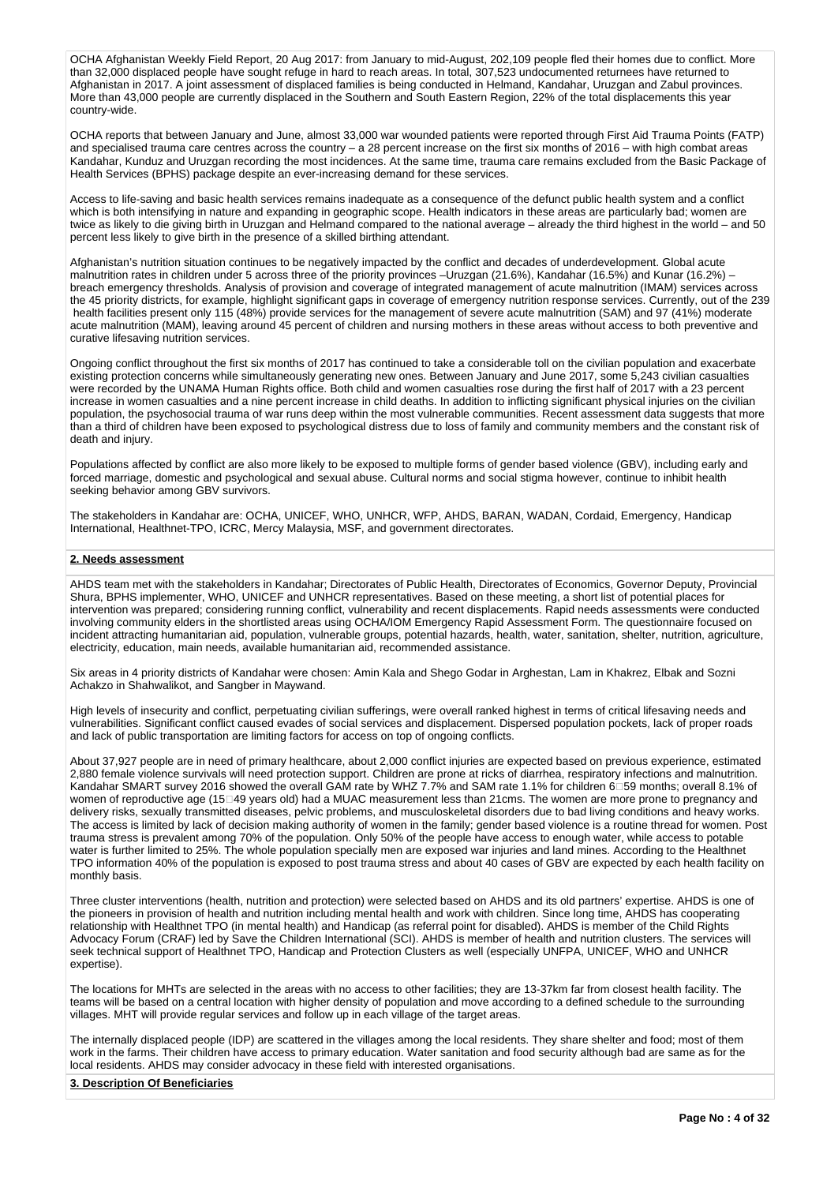OCHA Afghanistan Weekly Field Report, 20 Aug 2017: from January to mid-August, 202,109 people fled their homes due to conflict. More than 32,000 displaced people have sought refuge in hard to reach areas. In total, 307,523 undocumented returnees have returned to Afghanistan in 2017. A joint assessment of displaced families is being conducted in Helmand, Kandahar, Uruzgan and Zabul provinces. More than 43,000 people are currently displaced in the Southern and South Eastern Region, 22% of the total displacements this year country-wide.

OCHA reports that between January and June, almost 33,000 war wounded patients were reported through First Aid Trauma Points (FATP) and specialised trauma care centres across the country – a 28 percent increase on the first six months of 2016 – with high combat areas Kandahar, Kunduz and Uruzgan recording the most incidences. At the same time, trauma care remains excluded from the Basic Package of Health Services (BPHS) package despite an ever-increasing demand for these services.

Access to life-saving and basic health services remains inadequate as a consequence of the defunct public health system and a conflict which is both intensifying in nature and expanding in geographic scope. Health indicators in these areas are particularly bad; women are twice as likely to die giving birth in Uruzgan and Helmand compared to the national average – already the third highest in the world – and 50 percent less likely to give birth in the presence of a skilled birthing attendant.

Afghanistan's nutrition situation continues to be negatively impacted by the conflict and decades of underdevelopment. Global acute malnutrition rates in children under 5 across three of the priority provinces –Uruzgan (21.6%), Kandahar (16.5%) and Kunar (16.2%) – breach emergency thresholds. Analysis of provision and coverage of integrated management of acute malnutrition (IMAM) services across the 45 priority districts, for example, highlight significant gaps in coverage of emergency nutrition response services. Currently, out of the 239 health facilities present only 115 (48%) provide services for the management of severe acute malnutrition (SAM) and 97 (41%) moderate acute malnutrition (MAM), leaving around 45 percent of children and nursing mothers in these areas without access to both preventive and curative lifesaving nutrition services.

Ongoing conflict throughout the first six months of 2017 has continued to take a considerable toll on the civilian population and exacerbate existing protection concerns while simultaneously generating new ones. Between January and June 2017, some 5,243 civilian casualties were recorded by the UNAMA Human Rights office. Both child and women casualties rose during the first half of 2017 with a 23 percent increase in women casualties and a nine percent increase in child deaths. In addition to inflicting significant physical injuries on the civilian population, the psychosocial trauma of war runs deep within the most vulnerable communities. Recent assessment data suggests that more than a third of children have been exposed to psychological distress due to loss of family and community members and the constant risk of death and injury.

Populations affected by conflict are also more likely to be exposed to multiple forms of gender based violence (GBV), including early and forced marriage, domestic and psychological and sexual abuse. Cultural norms and social stigma however, continue to inhibit health seeking behavior among GBV survivors.

The stakeholders in Kandahar are: OCHA, UNICEF, WHO, UNHCR, WFP, AHDS, BARAN, WADAN, Cordaid, Emergency, Handicap International, Healthnet-TPO, ICRC, Mercy Malaysia, MSF, and government directorates.

## 2. Needs assessment

AHDS team met with the stakeholders in Kandahar; Directorates of Public Health, Directorates of Economics, Governor Deputy, Provincial Shura, BPHS implementer, WHO, UNICEF and UNHCR representatives. Based on these meeting, a short list of potential places for intervention was prepared; considering running conflict, vulnerability and recent displacements. Rapid needs assessments were conducted involving community elders in the shortlisted areas using OCHA/IOM Emergency Rapid Assessment Form. The questionnaire focused on incident attracting humanitarian aid, population, vulnerable groups, potential hazards, health, water, sanitation, shelter, nutrition, agriculture, electricity, education, main needs, available humanitarian aid, recommended assistance.

Six areas in 4 priority districts of Kandahar were chosen: Amin Kala and Shego Godar in Arghestan, Lam in Khakrez, Elbak and Sozni Achakzo in Shahwalikot, and Sangber in Maywand.

High levels of insecurity and conflict, perpetuating civilian sufferings, were overall ranked highest in terms of critical lifesaving needs and vulnerabilities. Significant conflict caused evades of social services and displacement. Dispersed population pockets, lack of proper roads and lack of public transportation are limiting factors for access on top of ongoing conflicts.

About 37,927 people are in need of primary healthcare, about 2,000 conflict injuries are expected based on previous experience, estimated 2,880 female violence survivals will need protection support. Children are prone at ricks of diarrhea, respiratory infections and malnutrition. Kandahar SMART survey 2016 showed the overall GAM rate by WHZ 7.7% and SAM rate 1.1% for children 6‑59 months; overall 8.1% of women of reproductive age (15‑49 years old) had a MUAC measurement less than 21cms. The women are more prone to pregnancy and delivery risks, sexually transmitted diseases, pelvic problems, and musculoskeletal disorders due to bad living conditions and heavy works. The access is limited by lack of decision making authority of women in the family; gender based violence is a routine thread for women. Post trauma stress is prevalent among 70% of the population. Only 50% of the people have access to enough water, while access to potable water is further limited to 25%. The whole population specially men are exposed war injuries and land mines. According to the Healthnet TPO information 40% of the population is exposed to post trauma stress and about 40 cases of GBV are expected by each health facility on monthly basis.

Three cluster interventions (health, nutrition and protection) were selected based on AHDS and its old partners' expertise. AHDS is one of the pioneers in provision of health and nutrition including mental health and work with children. Since long time, AHDS has cooperating relationship with Healthnet TPO (in mental health) and Handicap (as referral point for disabled). AHDS is member of the Child Rights Advocacy Forum (CRAF) led by Save the Children International (SCI). AHDS is member of health and nutrition clusters. The services will seek technical support of Healthnet TPO, Handicap and Protection Clusters as well (especially UNFPA, UNICEF, WHO and UNHCR expertise).

The locations for MHTs are selected in the areas with no access to other facilities; they are 13-37km far from closest health facility. The teams will be based on a central location with higher density of population and move according to a defined schedule to the surrounding villages. MHT will provide regular services and follow up in each village of the target areas.

The internally displaced people (IDP) are scattered in the villages among the local residents. They share shelter and food; most of them work in the farms. Their children have access to primary education. Water sanitation and food security although bad are same as for the local residents. AHDS may consider advocacy in these field with interested organisations.

## 3. Description Of Beneficiaries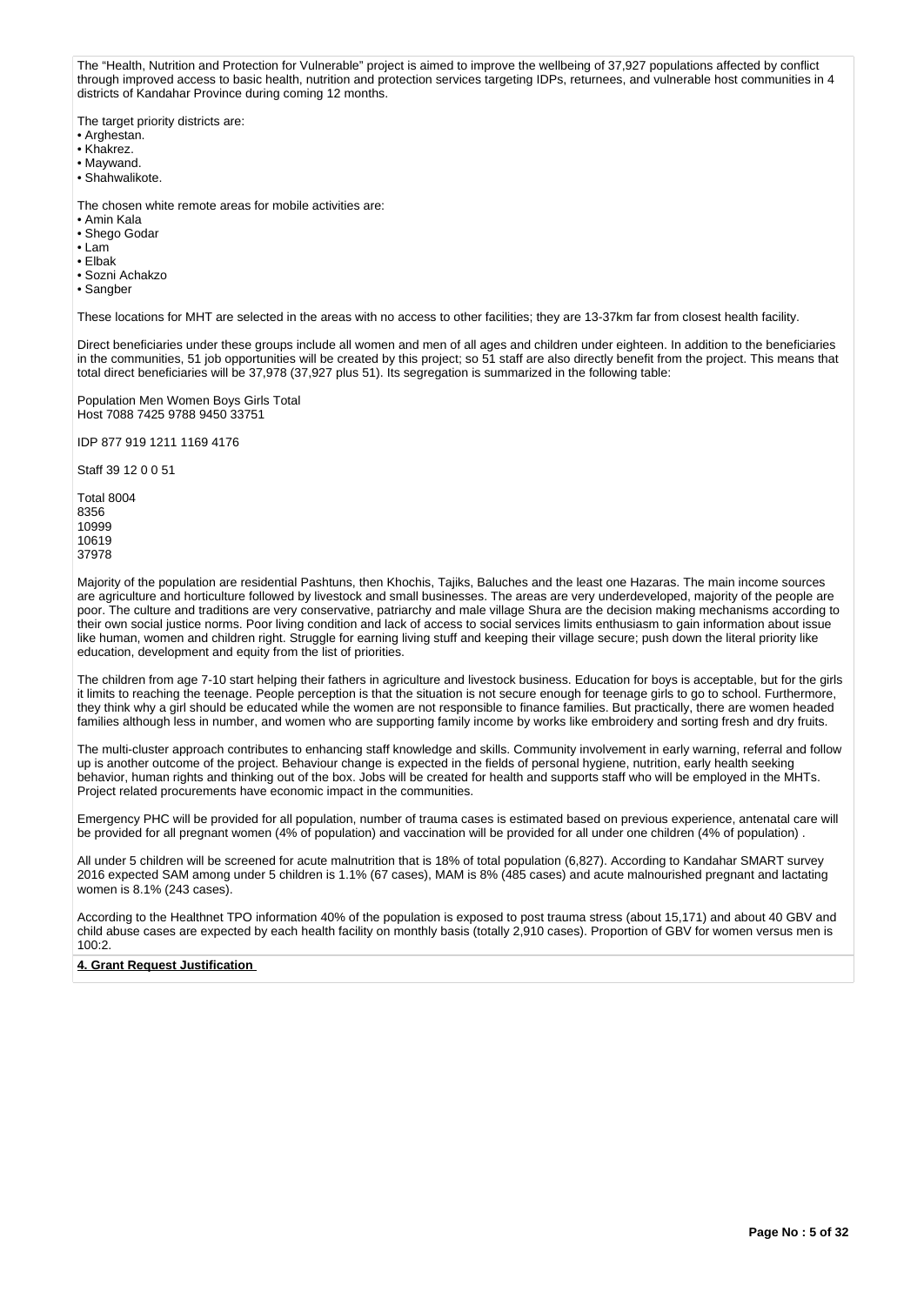The “Health, Nutrition and Protection for Vulnerable” project is aimed to improve the wellbeing of 37,927 populations affected by conflict through improved access to basic health, nutrition and protection services targeting IDPs, returnees, and vulnerable host communities in 4 districts of Kandahar Province during coming 12 months.

The target priority districts are:
• Arghestan.
• Khakrez.
• Maywand.
• Shahwalikote.

The chosen white remote areas for mobile activities are:
• Amin Kala
• Shego Godar
• Lam
• Elbak
• Sozni Achakzo
• Sangber

These locations for MHT are selected in the areas with no access to other facilities; they are 13-37km far from closest health facility.

Direct beneficiaries under these groups include all women and men of all ages and children under eighteen. In addition to the beneficiaries in the communities, 51 job opportunities will be created by this project; so 51 staff are also directly benefit from the project. This means that total direct beneficiaries will be 37,978 (37,927 plus 51). Its segregation is summarized in the following table:

| Population | Men | Women | Boys | Girls | Total |
|---|---|---|---|---|---|
| Host | 7088 | 7425 | 9788 | 9450 | 33751 |
| IDP | 877 | 919 | 1211 | 1169 | 4176 |
| Staff | 39 | 12 | 0 | 0 | 51 |
| Total | 8004 | 8356 | 10999 | 10619 | 37978 |

Majority of the population are residential Pashtuns, then Khochis, Tajiks, Baluches and the least one Hazaras. The main income sources are agriculture and horticulture followed by livestock and small businesses. The areas are very underdeveloped, majority of the people are poor. The culture and traditions are very conservative, patriarchy and male village Shura are the decision making mechanisms according to their own social justice norms. Poor living condition and lack of access to social services limits enthusiasm to gain information about issue like human, women and children right. Struggle for earning living stuff and keeping their village secure; push down the literal priority like education, development and equity from the list of priorities.

The children from age 7-10 start helping their fathers in agriculture and livestock business. Education for boys is acceptable, but for the girls it limits to reaching the teenage. People perception is that the situation is not secure enough for teenage girls to go to school. Furthermore, they think why a girl should be educated while the women are not responsible to finance families. But practically, there are women headed families although less in number, and women who are supporting family income by works like embroidery and sorting fresh and dry fruits.

The multi-cluster approach contributes to enhancing staff knowledge and skills. Community involvement in early warning, referral and follow up is another outcome of the project. Behaviour change is expected in the fields of personal hygiene, nutrition, early health seeking behavior, human rights and thinking out of the box. Jobs will be created for health and supports staff who will be employed in the MHTs. Project related procurements have economic impact in the communities.

Emergency PHC will be provided for all population, number of trauma cases is estimated based on previous experience, antenatal care will be provided for all pregnant women (4% of population) and vaccination will be provided for all under one children (4% of population) .

All under 5 children will be screened for acute malnutrition that is 18% of total population (6,827). According to Kandahar SMART survey 2016 expected SAM among under 5 children is 1.1% (67 cases), MAM is 8% (485 cases) and acute malnourished pregnant and lactating women is 8.1% (243 cases).

According to the Healthnet TPO information 40% of the population is exposed to post trauma stress (about 15,171) and about 40 GBV and child abuse cases are expected by each health facility on monthly basis (totally 2,910 cases). Proportion of GBV for women versus men is 100:2.

**4. Grant Request Justification**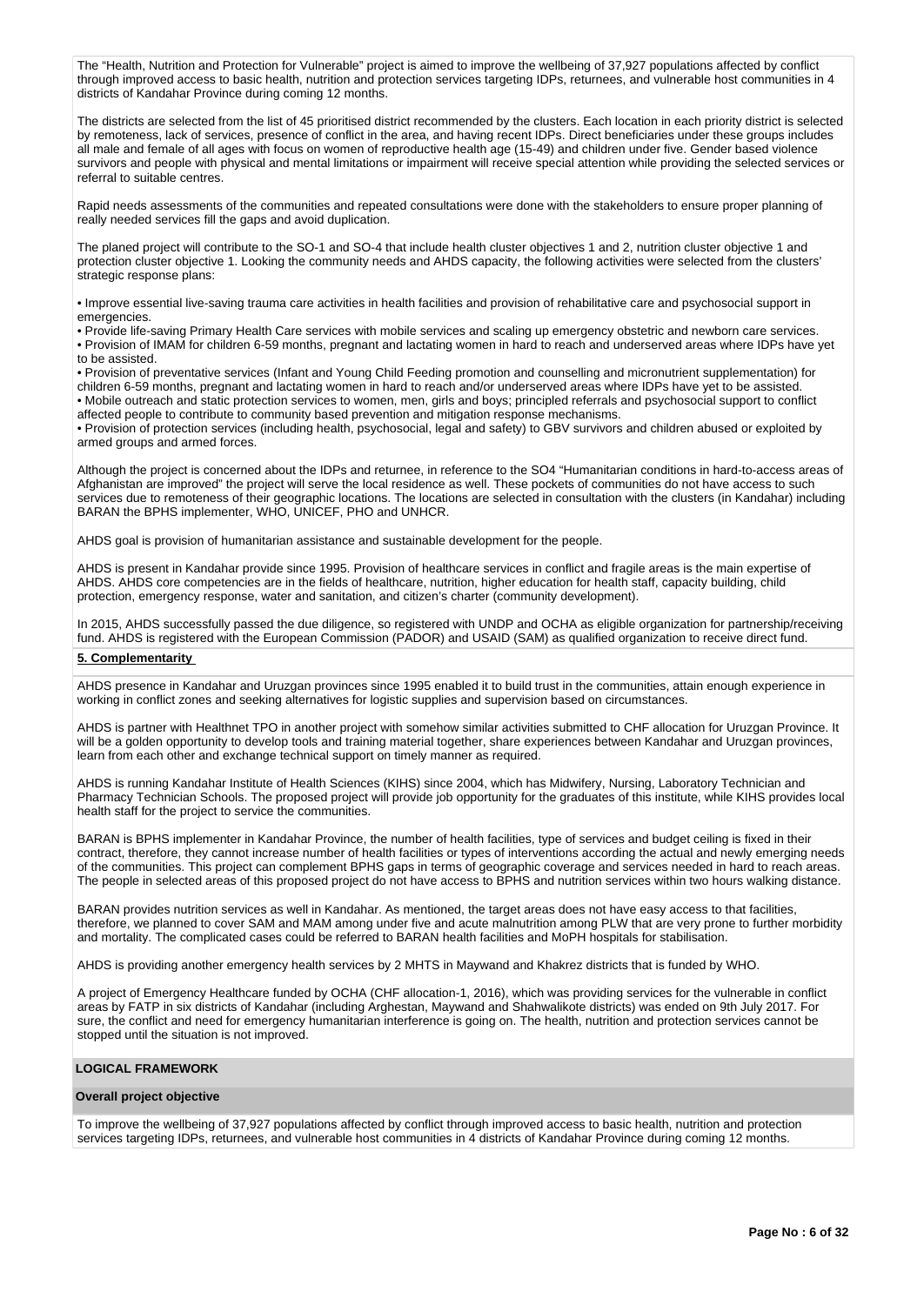The "Health, Nutrition and Protection for Vulnerable" project is aimed to improve the wellbeing of 37,927 populations affected by conflict through improved access to basic health, nutrition and protection services targeting IDPs, returnees, and vulnerable host communities in 4 districts of Kandahar Province during coming 12 months.

The districts are selected from the list of 45 prioritised district recommended by the clusters. Each location in each priority district is selected by remoteness, lack of services, presence of conflict in the area, and having recent IDPs. Direct beneficiaries under these groups includes all male and female of all ages with focus on women of reproductive health age (15-49) and children under five. Gender based violence survivors and people with physical and mental limitations or impairment will receive special attention while providing the selected services or referral to suitable centres.

Rapid needs assessments of the communities and repeated consultations were done with the stakeholders to ensure proper planning of really needed services fill the gaps and avoid duplication.

The planed project will contribute to the SO-1 and SO-4 that include health cluster objectives 1 and 2, nutrition cluster objective 1 and protection cluster objective 1. Looking the community needs and AHDS capacity, the following activities were selected from the clusters' strategic response plans:

• Improve essential live-saving trauma care activities in health facilities and provision of rehabilitative care and psychosocial support in emergencies.
• Provide life-saving Primary Health Care services with mobile services and scaling up emergency obstetric and newborn care services.
• Provision of IMAM for children 6-59 months, pregnant and lactating women in hard to reach and underserved areas where IDPs have yet to be assisted.
• Provision of preventative services (Infant and Young Child Feeding promotion and counselling and micronutrient supplementation) for children 6-59 months, pregnant and lactating women in hard to reach and/or underserved areas where IDPs have yet to be assisted.
• Mobile outreach and static protection services to women, men, girls and boys; principled referrals and psychosocial support to conflict affected people to contribute to community based prevention and mitigation response mechanisms.
• Provision of protection services (including health, psychosocial, legal and safety) to GBV survivors and children abused or exploited by armed groups and armed forces.

Although the project is concerned about the IDPs and returnee, in reference to the SO4 "Humanitarian conditions in hard-to-access areas of Afghanistan are improved" the project will serve the local residence as well. These pockets of communities do not have access to such services due to remoteness of their geographic locations. The locations are selected in consultation with the clusters (in Kandahar) including BARAN the BPHS implementer, WHO, UNICEF, PHO and UNHCR.

AHDS goal is provision of humanitarian assistance and sustainable development for the people.

AHDS is present in Kandahar provide since 1995. Provision of healthcare services in conflict and fragile areas is the main expertise of AHDS. AHDS core competencies are in the fields of healthcare, nutrition, higher education for health staff, capacity building, child protection, emergency response, water and sanitation, and citizen's charter (community development).

In 2015, AHDS successfully passed the due diligence, so registered with UNDP and OCHA as eligible organization for partnership/receiving fund. AHDS is registered with the European Commission (PADOR) and USAID (SAM) as qualified organization to receive direct fund.

**5. Complementarity**

AHDS presence in Kandahar and Uruzgan provinces since 1995 enabled it to build trust in the communities, attain enough experience in working in conflict zones and seeking alternatives for logistic supplies and supervision based on circumstances.

AHDS is partner with Healthnet TPO in another project with somehow similar activities submitted to CHF allocation for Uruzgan Province. It will be a golden opportunity to develop tools and training material together, share experiences between Kandahar and Uruzgan provinces, learn from each other and exchange technical support on timely manner as required.

AHDS is running Kandahar Institute of Health Sciences (KIHS) since 2004, which has Midwifery, Nursing, Laboratory Technician and Pharmacy Technician Schools. The proposed project will provide job opportunity for the graduates of this institute, while KIHS provides local health staff for the project to service the communities.

BARAN is BPHS implementer in Kandahar Province, the number of health facilities, type of services and budget ceiling is fixed in their contract, therefore, they cannot increase number of health facilities or types of interventions according the actual and newly emerging needs of the communities. This project can complement BPHS gaps in terms of geographic coverage and services needed in hard to reach areas. The people in selected areas of this proposed project do not have access to BPHS and nutrition services within two hours walking distance.

BARAN provides nutrition services as well in Kandahar. As mentioned, the target areas does not have easy access to that facilities, therefore, we planned to cover SAM and MAM among under five and acute malnutrition among PLW that are very prone to further morbidity and mortality. The complicated cases could be referred to BARAN health facilities and MoPH hospitals for stabilisation.

AHDS is providing another emergency health services by 2 MHTS in Maywand and Khakrez districts that is funded by WHO.

A project of Emergency Healthcare funded by OCHA (CHF allocation-1, 2016), which was providing services for the vulnerable in conflict areas by FATP in six districts of Kandahar (including Arghestan, Maywand and Shahwalikote districts) was ended on 9th July 2017. For sure, the conflict and need for emergency humanitarian interference is going on. The health, nutrition and protection services cannot be stopped until the situation is not improved.

## LOGICAL FRAMEWORK

**Overall project objective**

To improve the wellbeing of 37,927 populations affected by conflict through improved access to basic health, nutrition and protection services targeting IDPs, returnees, and vulnerable host communities in 4 districts of Kandahar Province during coming 12 months.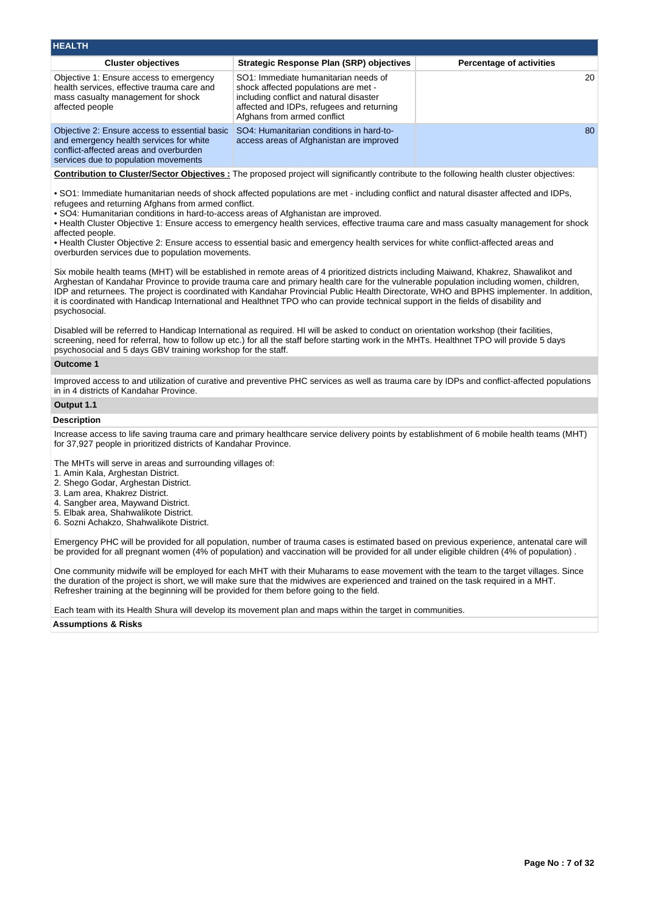## HEALTH

| Cluster objectives | Strategic Response Plan (SRP) objectives | Percentage of activities |
|---|---|---|
| Objective 1: Ensure access to emergency health services, effective trauma care and mass casualty management for shock affected people | SO1: Immediate humanitarian needs of shock affected populations are met - including conflict and natural disaster affected and IDPs, refugees and returning Afghans from armed conflict | 20 |
| Objective 2: Ensure access to essential basic and emergency health services for white conflict-affected areas and overburden services due to population movements | SO4: Humanitarian conditions in hard-to-access areas of Afghanistan are improved | 80 |

**Contribution to Cluster/Sector Objectives :** The proposed project will significantly contribute to the following health cluster objectives:

• SO1: Immediate humanitarian needs of shock affected populations are met - including conflict and natural disaster affected and IDPs, refugees and returning Afghans from armed conflict.
• SO4: Humanitarian conditions in hard-to-access areas of Afghanistan are improved.
• Health Cluster Objective 1: Ensure access to emergency health services, effective trauma care and mass casualty management for shock affected people.
• Health Cluster Objective 2: Ensure access to essential basic and emergency health services for white conflict-affected areas and overburden services due to population movements.

Six mobile health teams (MHT) will be established in remote areas of 4 prioritized districts including Maiwand, Khakrez, Shawalikot and Arghestan of Kandahar Province to provide trauma care and primary health care for the vulnerable population including women, children, IDP and returnees. The project is coordinated with Kandahar Provincial Public Health Directorate, WHO and BPHS implementer. In addition, it is coordinated with Handicap International and Healthnet TPO who can provide technical support in the fields of disability and psychosocial.

Disabled will be referred to Handicap International as required. HI will be asked to conduct on orientation workshop (their facilities, screening, need for referral, how to follow up etc.) for all the staff before starting work in the MHTs. Healthnet TPO will provide 5 days psychosocial and 5 days GBV training workshop for the staff.

### Outcome 1

Improved access to and utilization of curative and preventive PHC services as well as trauma care by IDPs and conflict-affected populations in in 4 districts of Kandahar Province.

### Output 1.1

#### Description

Increase access to life saving trauma care and primary healthcare service delivery points by establishment of 6 mobile health teams (MHT) for 37,927 people in prioritized districts of Kandahar Province.

The MHTs will serve in areas and surrounding villages of:
1. Amin Kala, Arghestan District.
2. Shego Godar, Arghestan District.
3. Lam area, Khakrez District.
4. Sangber area, Maywand District.
5. Elbak area, Shahwalikote District.
6. Sozni Achakzo, Shahwalikote District.

Emergency PHC will be provided for all population, number of trauma cases is estimated based on previous experience, antenatal care will be provided for all pregnant women (4% of population) and vaccination will be provided for all under eligible children (4% of population) .

One community midwife will be employed for each MHT with their Muharams to ease movement with the team to the target villages. Since the duration of the project is short, we will make sure that the midwives are experienced and trained on the task required in a MHT. Refresher training at the beginning will be provided for them before going to the field.

Each team with its Health Shura will develop its movement plan and maps within the target in communities.

#### Assumptions & Risks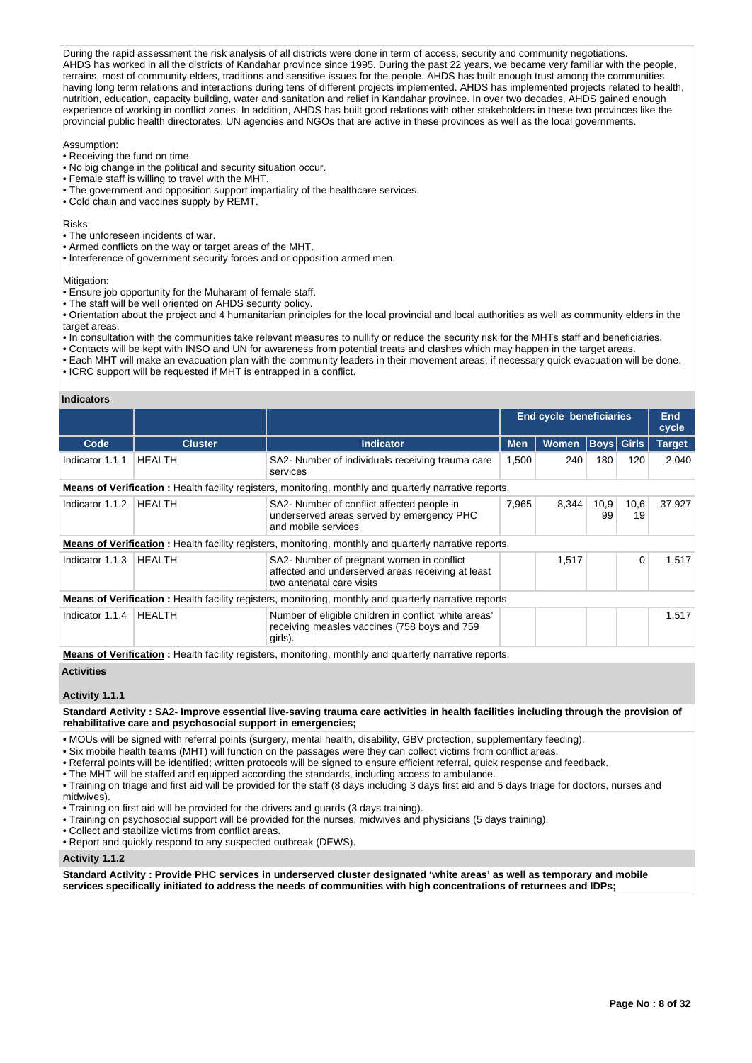During the rapid assessment the risk analysis of all districts were done in term of access, security and community negotiations.
AHDS has worked in all the districts of Kandahar province since 1995. During the past 22 years, we became very familiar with the people, terrains, most of community elders, traditions and sensitive issues for the people. AHDS has built enough trust among the communities having long term relations and interactions during tens of different projects implemented. AHDS has implemented projects related to health, nutrition, education, capacity building, water and sanitation and relief in Kandahar province. In over two decades, AHDS gained enough experience of working in conflict zones. In addition, AHDS has built good relations with other stakeholders in these two provinces like the provincial public health directorates, UN agencies and NGOs that are active in these provinces as well as the local governments.

Assumption:
- Receiving the fund on time.
- No big change in the political and security situation occur.
- Female staff is willing to travel with the MHT.
- The government and opposition support impartiality of the healthcare services.
- Cold chain and vaccines supply by REMT.

Risks:
- The unforeseen incidents of war.
- Armed conflicts on the way or target areas of the MHT.
- Interference of government security forces and or opposition armed men.

Mitigation:
- Ensure job opportunity for the Muharam of female staff.
- The staff will be well oriented on AHDS security policy.
- Orientation about the project and 4 humanitarian principles for the local provincial and local authorities as well as community elders in the target areas.
- In consultation with the communities take relevant measures to nullify or reduce the security risk for the MHTs staff and beneficiaries.
- Contacts will be kept with INSO and UN for awareness from potential treats and clashes which may happen in the target areas.
- Each MHT will make an evacuation plan with the community leaders in their movement areas, if necessary quick evacuation will be done.
- ICRC support will be requested if MHT is entrapped in a conflict.

## Indicators

| | | | End cycle beneficiaries | | | | End cycle |
|---|---|---|---|---|---|---|---|
| Code | Cluster | Indicator | Men | Women | Boys | Girls | Target |
| Indicator 1.1.1 | HEALTH | SA2- Number of individuals receiving trauma care services | 1,500 | 240 | 180 | 120 | 2,040 |
| **Means of Verification :** Health facility registers, monitoring, monthly and quarterly narrative reports. | | | | | | | |
| Indicator 1.1.2 | HEALTH | SA2- Number of conflict affected people in underserved areas served by emergency PHC and mobile services | 7,965 | 8,344 | 10,999 | 10,619 | 37,927 |
| **Means of Verification :** Health facility registers, monitoring, monthly and quarterly narrative reports. | | | | | | | |
| Indicator 1.1.3 | HEALTH | SA2- Number of pregnant women in conflict affected and underserved areas receiving at least two antenatal care visits | | 1,517 | | 0 | 1,517 |
| **Means of Verification :** Health facility registers, monitoring, monthly and quarterly narrative reports. | | | | | | | |
| Indicator 1.1.4 | HEALTH | Number of eligible children in conflict 'white areas' receiving measles vaccines (758 boys and 759 girls). | | | | | 1,517 |
| **Means of Verification :** Health facility registers, monitoring, monthly and quarterly narrative reports. | | | | | | | |

## Activities

### Activity 1.1.1

**Standard Activity : SA2- Improve essential live-saving trauma care activities in health facilities including through the provision of rehabilitative care and psychosocial support in emergencies;**

- MOUs will be signed with referral points (surgery, mental health, disability, GBV protection, supplementary feeding).
- Six mobile health teams (MHT) will function on the passages were they can collect victims from conflict areas.
- Referral points will be identified; written protocols will be signed to ensure efficient referral, quick response and feedback.
- The MHT will be staffed and equipped according the standards, including access to ambulance.
- Training on triage and first aid will be provided for the staff (8 days including 3 days first aid and 5 days triage for doctors, nurses and midwives).
- Training on first aid will be provided for the drivers and guards (3 days training).
- Training on psychosocial support will be provided for the nurses, midwives and physicians (5 days training).
- Collect and stabilize victims from conflict areas.
- Report and quickly respond to any suspected outbreak (DEWS).

### Activity 1.1.2

**Standard Activity : Provide PHC services in underserved cluster designated 'white areas' as well as temporary and mobile services specifically initiated to address the needs of communities with high concentrations of returnees and IDPs;**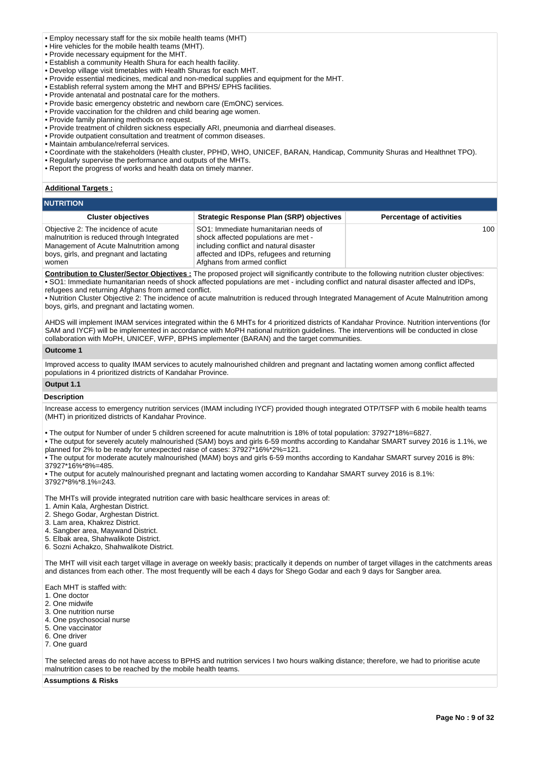- Employ necessary staff for the six mobile health teams (MHT)
- Hire vehicles for the mobile health teams (MHT).
- Provide necessary equipment for the MHT.
- Establish a community Health Shura for each health facility.
- Develop village visit timetables with Health Shuras for each MHT.
- Provide essential medicines, medical and non-medical supplies and equipment for the MHT.
- Establish referral system among the MHT and BPHS/ EPHS facilities.
- Provide antenatal and postnatal care for the mothers.
- Provide basic emergency obstetric and newborn care (EmONC) services.
- Provide vaccination for the children and child bearing age women.
- Provide family planning methods on request.
- Provide treatment of children sickness especially ARI, pneumonia and diarrheal diseases.
- Provide outpatient consultation and treatment of common diseases.
- Maintain ambulance/referral services.
- Coordinate with the stakeholders (Health cluster, PPHD, WHO, UNICEF, BARAN, Handicap, Community Shuras and Healthnet TPO).
- Regularly supervise the performance and outputs of the MHTs.
- Report the progress of works and health data on timely manner.

**Additional Targets :**

## NUTRITION

| Cluster objectives | Strategic Response Plan (SRP) objectives | Percentage of activities |
|---|---|---|
| Objective 2: The incidence of acute malnutrition is reduced through Integrated Management of Acute Malnutrition among boys, girls, and pregnant and lactating women | SO1: Immediate humanitarian needs of shock affected populations are met - including conflict and natural disaster affected and IDPs, refugees and returning Afghans from armed conflict | 100 |

**Contribution to Cluster/Sector Objectives :** The proposed project will significantly contribute to the following nutrition cluster objectives:
- SO1: Immediate humanitarian needs of shock affected populations are met - including conflict and natural disaster affected and IDPs, refugees and returning Afghans from armed conflict.
- Nutrition Cluster Objective 2: The incidence of acute malnutrition is reduced through Integrated Management of Acute Malnutrition among boys, girls, and pregnant and lactating women.

AHDS will implement IMAM services integrated within the 6 MHTs for 4 prioritized districts of Kandahar Province. Nutrition interventions (for SAM and IYCF) will be implemented in accordance with MoPH national nutrition guidelines. The interventions will be conducted in close collaboration with MoPH, UNICEF, WFP, BPHS implementer (BARAN) and the target communities.

### Outcome 1

Improved access to quality IMAM services to acutely malnourished children and pregnant and lactating women among conflict affected populations in 4 prioritized districts of Kandahar Province.

### Output 1.1

**Description**

Increase access to emergency nutrition services (IMAM including IYCF) provided though integrated OTP/TSFP with 6 mobile health teams (MHT) in prioritized districts of Kandahar Province.

- The output for Number of under 5 children screened for acute malnutrition is 18% of total population: 37927*18%=6827.
- The output for severely acutely malnourished (SAM) boys and girls 6-59 months according to Kandahar SMART survey 2016 is 1.1%, we planned for 2% to be ready for unexpected raise of cases: 37927*16%*2%=121.
- The output for moderate acutely malnourished (MAM) boys and girls 6-59 months according to Kandahar SMART survey 2016 is 8%: 37927*16%*8%=485.
- The output for acutely malnourished pregnant and lactating women according to Kandahar SMART survey 2016 is 8.1%: 37927*8%*8.1%=243.

The MHTs will provide integrated nutrition care with basic healthcare services in areas of:
1. Amin Kala, Arghestan District.
2. Shego Godar, Arghestan District.
3. Lam area, Khakrez District.
4. Sangber area, Maywand District.
5. Elbak area, Shahwalikote District.
6. Sozni Achakzo, Shahwalikote District.

The MHT will visit each target village in average on weekly basis; practically it depends on number of target villages in the catchments areas and distances from each other. The most frequently will be each 4 days for Shego Godar and each 9 days for Sangber area.

Each MHT is staffed with:
1. One doctor
2. One midwife
3. One nutrition nurse
4. One psychosocial nurse
5. One vaccinator
6. One driver
7. One guard

The selected areas do not have access to BPHS and nutrition services I two hours walking distance; therefore, we had to prioritise acute malnutrition cases to be reached by the mobile health teams.

**Assumptions & Risks**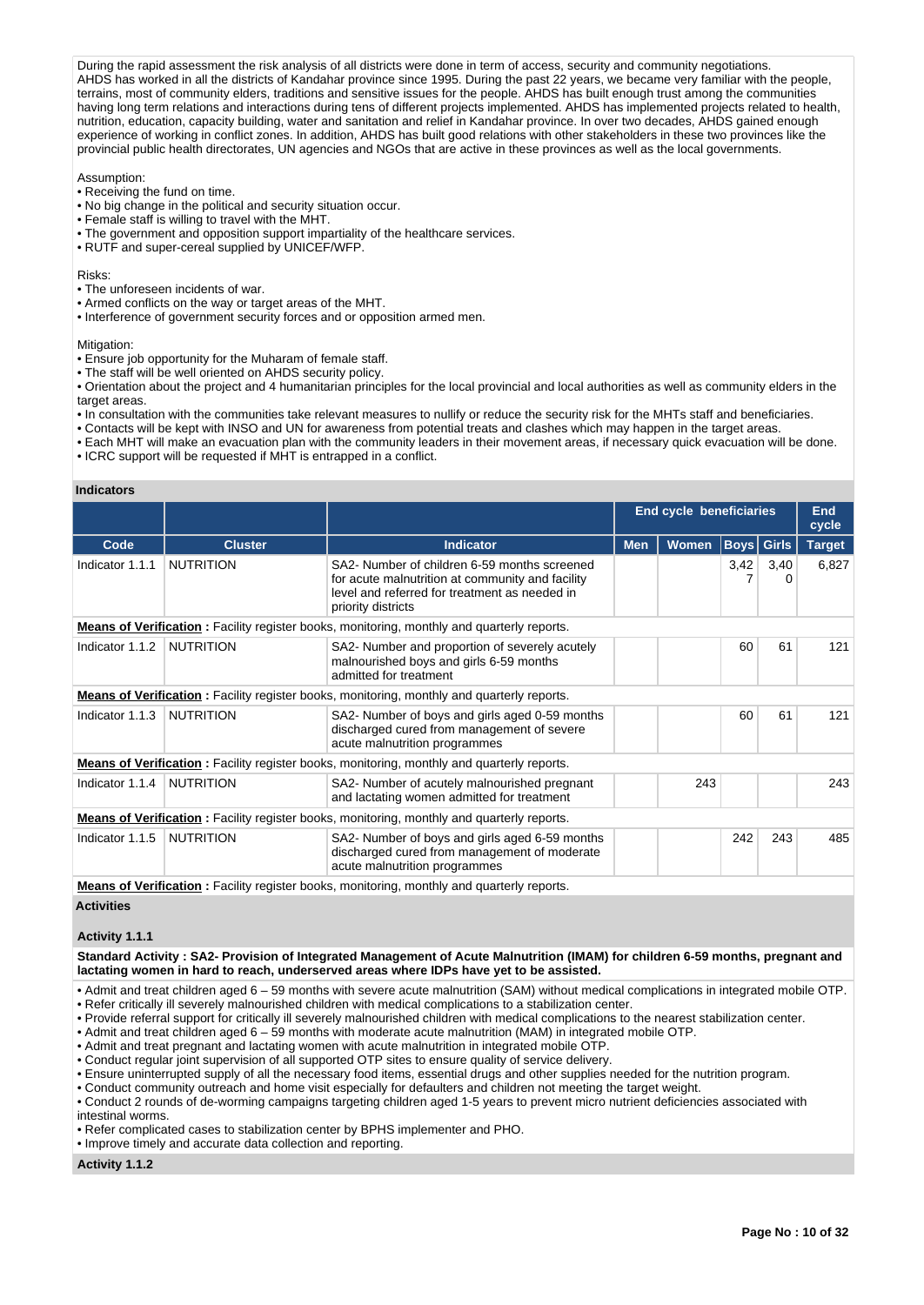During the rapid assessment the risk analysis of all districts were done in term of access, security and community negotiations.
AHDS has worked in all the districts of Kandahar province since 1995. During the past 22 years, we became very familiar with the people, terrains, most of community elders, traditions and sensitive issues for the people. AHDS has built enough trust among the communities having long term relations and interactions during tens of different projects implemented. AHDS has implemented projects related to health, nutrition, education, capacity building, water and sanitation and relief in Kandahar province. In over two decades, AHDS gained enough experience of working in conflict zones. In addition, AHDS has built good relations with other stakeholders in these two provinces like the provincial public health directorates, UN agencies and NGOs that are active in these provinces as well as the local governments.

Assumption:
- Receiving the fund on time.
- No big change in the political and security situation occur.
- Female staff is willing to travel with the MHT.
- The government and opposition support impartiality of the healthcare services.
- RUTF and super-cereal supplied by UNICEF/WFP.

Risks:
- The unforeseen incidents of war.
- Armed conflicts on the way or target areas of the MHT.
- Interference of government security forces and or opposition armed men.

Mitigation:
- Ensure job opportunity for the Muharam of female staff.
- The staff will be well oriented on AHDS security policy.
- Orientation about the project and 4 humanitarian principles for the local provincial and local authorities as well as community elders in the target areas.
- In consultation with the communities take relevant measures to nullify or reduce the security risk for the MHTs staff and beneficiaries.
- Contacts will be kept with INSO and UN for awareness from potential treats and clashes which may happen in the target areas.
- Each MHT will make an evacuation plan with the community leaders in their movement areas, if necessary quick evacuation will be done.
- ICRC support will be requested if MHT is entrapped in a conflict.

## Indicators

| | | | End cycle beneficiaries | | | | End cycle |
|---|---|---|---|---|---|---|---|
| **Code** | **Cluster** | **Indicator** | **Men** | **Women** | **Boys** | **Girls** | **Target** |
| Indicator 1.1.1 | NUTRITION | SA2- Number of children 6-59 months screened for acute malnutrition at community and facility level and referred for treatment as needed in priority districts | | | 3,427 | 3,400 | 6,827 |
| **Means of Verification :** Facility register books, monitoring, monthly and quarterly reports. | | | | | | | |
| Indicator 1.1.2 | NUTRITION | SA2- Number and proportion of severely acutely malnourished boys and girls 6-59 months admitted for treatment | | | 60 | 61 | 121 |
| **Means of Verification :** Facility register books, monitoring, monthly and quarterly reports. | | | | | | | |
| Indicator 1.1.3 | NUTRITION | SA2- Number of boys and girls aged 0-59 months discharged cured from management of severe acute malnutrition programmes | | | 60 | 61 | 121 |
| **Means of Verification :** Facility register books, monitoring, monthly and quarterly reports. | | | | | | | |
| Indicator 1.1.4 | NUTRITION | SA2- Number of acutely malnourished pregnant and lactating women admitted for treatment | | 243 | | | 243 |
| **Means of Verification :** Facility register books, monitoring, monthly and quarterly reports. | | | | | | | |
| Indicator 1.1.5 | NUTRITION | SA2- Number of boys and girls aged 6-59 months discharged cured from management of moderate acute malnutrition programmes | | | 242 | 243 | 485 |
| **Means of Verification :** Facility register books, monitoring, monthly and quarterly reports. | | | | | | | |

## Activities

### Activity 1.1.1

**Standard Activity : SA2- Provision of Integrated Management of Acute Malnutrition (IMAM) for children 6-59 months, pregnant and lactating women in hard to reach, underserved areas where IDPs have yet to be assisted.**

- Admit and treat children aged 6 – 59 months with severe acute malnutrition (SAM) without medical complications in integrated mobile OTP.
- Refer critically ill severely malnourished children with medical complications to a stabilization center.
- Provide referral support for critically ill severely malnourished children with medical complications to the nearest stabilization center.
- Admit and treat children aged 6 – 59 months with moderate acute malnutrition (MAM) in integrated mobile OTP.
- Admit and treat pregnant and lactating women with acute malnutrition in integrated mobile OTP.
- Conduct regular joint supervision of all supported OTP sites to ensure quality of service delivery.
- Ensure uninterrupted supply of all the necessary food items, essential drugs and other supplies needed for the nutrition program.
- Conduct community outreach and home visit especially for defaulters and children not meeting the target weight.
- Conduct 2 rounds of de-worming campaigns targeting children aged 1-5 years to prevent micro nutrient deficiencies associated with intestinal worms.
- Refer complicated cases to stabilization center by BPHS implementer and PHO.
- Improve timely and accurate data collection and reporting.

### Activity 1.1.2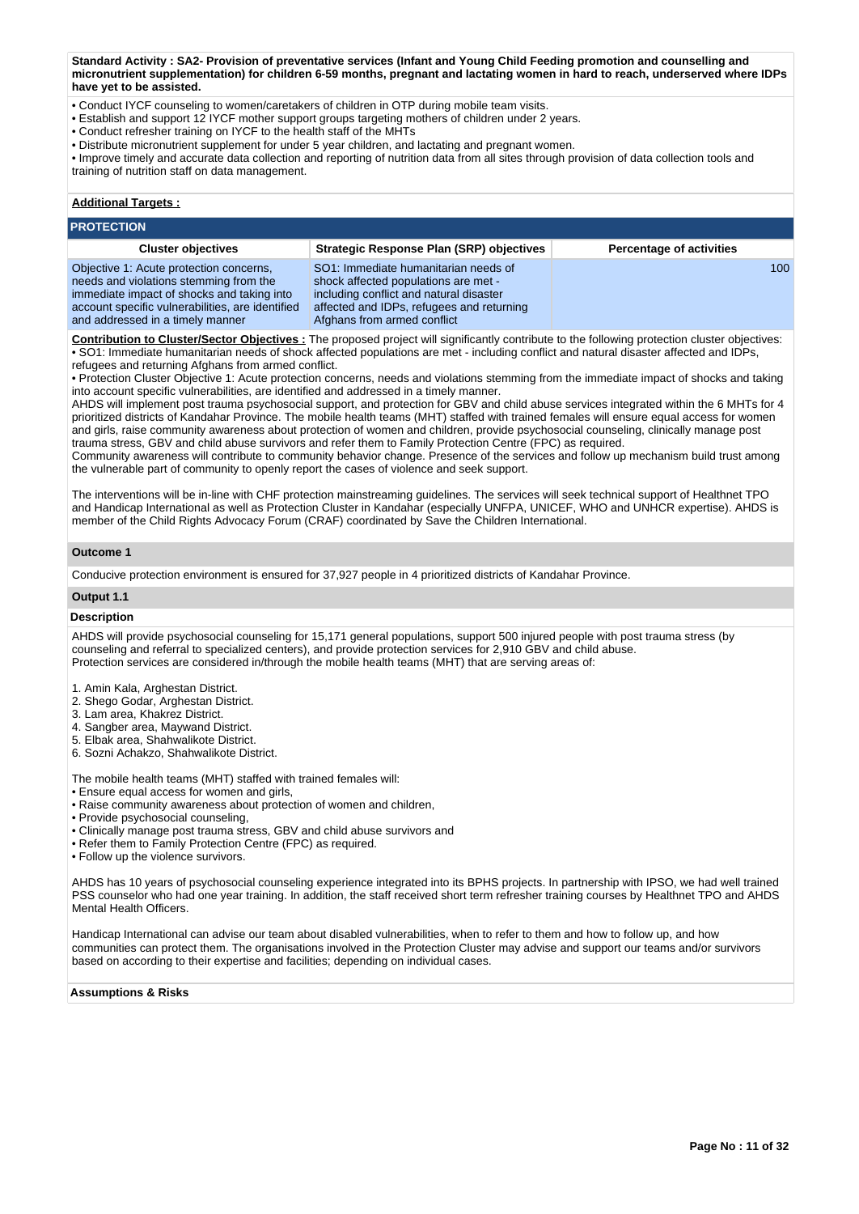**Standard Activity : SA2- Provision of preventative services (Infant and Young Child Feeding promotion and counselling and micronutrient supplementation) for children 6-59 months, pregnant and lactating women in hard to reach, underserved where IDPs have yet to be assisted.**

- Conduct IYCF counseling to women/caretakers of children in OTP during mobile team visits.
- Establish and support 12 IYCF mother support groups targeting mothers of children under 2 years.
- Conduct refresher training on IYCF to the health staff of the MHTs
- Distribute micronutrient supplement for under 5 year children, and lactating and pregnant women.
- Improve timely and accurate data collection and reporting of nutrition data from all sites through provision of data collection tools and training of nutrition staff on data management.

**Additional Targets :**

## PROTECTION

| Cluster objectives | Strategic Response Plan (SRP) objectives | Percentage of activities |
|---|---|---|
| Objective 1: Acute protection concerns, needs and violations stemming from the immediate impact of shocks and taking into account specific vulnerabilities, are identified and addressed in a timely manner | SO1: Immediate humanitarian needs of shock affected populations are met - including conflict and natural disaster affected and IDPs, refugees and returning Afghans from armed conflict | 100 |

**Contribution to Cluster/Sector Objectives :** The proposed project will significantly contribute to the following protection cluster objectives:
- SO1: Immediate humanitarian needs of shock affected populations are met - including conflict and natural disaster affected and IDPs, refugees and returning Afghans from armed conflict.
- Protection Cluster Objective 1: Acute protection concerns, needs and violations stemming from the immediate impact of shocks and taking into account specific vulnerabilities, are identified and addressed in a timely manner.

AHDS will implement post trauma psychosocial support, and protection for GBV and child abuse services integrated within the 6 MHTs for 4 prioritized districts of Kandahar Province. The mobile health teams (MHT) staffed with trained females will ensure equal access for women and girls, raise community awareness about protection of women and children, provide psychosocial counseling, clinically manage post trauma stress, GBV and child abuse survivors and refer them to Family Protection Centre (FPC) as required.
Community awareness will contribute to community behavior change. Presence of the services and follow up mechanism build trust among the vulnerable part of community to openly report the cases of violence and seek support.

The interventions will be in-line with CHF protection mainstreaming guidelines. The services will seek technical support of Healthnet TPO and Handicap International as well as Protection Cluster in Kandahar (especially UNFPA, UNICEF, WHO and UNHCR expertise). AHDS is member of the Child Rights Advocacy Forum (CRAF) coordinated by Save the Children International.

**Outcome 1**

Conducive protection environment is ensured for 37,927 people in 4 prioritized districts of Kandahar Province.

**Output 1.1**

**Description**

AHDS will provide psychosocial counseling for 15,171 general populations, support 500 injured people with post trauma stress (by counseling and referral to specialized centers), and provide protection services for 2,910 GBV and child abuse.
Protection services are considered in/through the mobile health teams (MHT) that are serving areas of:

1. Amin Kala, Arghestan District.
2. Shego Godar, Arghestan District.
3. Lam area, Khakrez District.
4. Sangber area, Maywand District.
5. Elbak area, Shahwalikote District.
6. Sozni Achakzo, Shahwalikote District.

The mobile health teams (MHT) staffed with trained females will:
- Ensure equal access for women and girls,
- Raise community awareness about protection of women and children,
- Provide psychosocial counseling,
- Clinically manage post trauma stress, GBV and child abuse survivors and
- Refer them to Family Protection Centre (FPC) as required.
- Follow up the violence survivors.

AHDS has 10 years of psychosocial counseling experience integrated into its BPHS projects. In partnership with IPSO, we had well trained PSS counselor who had one year training. In addition, the staff received short term refresher training courses by Healthnet TPO and AHDS Mental Health Officers.

Handicap International can advise our team about disabled vulnerabilities, when to refer to them and how to follow up, and how communities can protect them. The organisations involved in the Protection Cluster may advise and support our teams and/or survivors based on according to their expertise and facilities; depending on individual cases.

**Assumptions & Risks**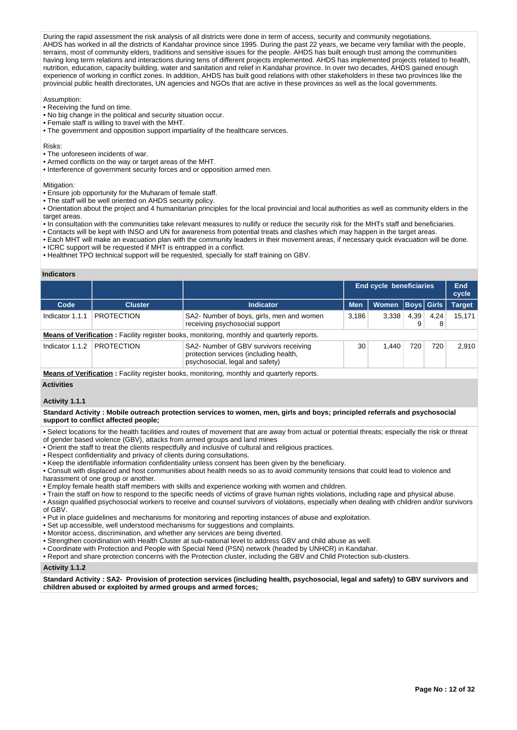During the rapid assessment the risk analysis of all districts were done in term of access, security and community negotiations. AHDS has worked in all the districts of Kandahar province since 1995. During the past 22 years, we became very familiar with the people, terrains, most of community elders, traditions and sensitive issues for the people. AHDS has built enough trust among the communities having long term relations and interactions during tens of different projects implemented. AHDS has implemented projects related to health, nutrition, education, capacity building, water and sanitation and relief in Kandahar province. In over two decades, AHDS gained enough experience of working in conflict zones. In addition, AHDS has built good relations with other stakeholders in these two provinces like the provincial public health directorates, UN agencies and NGOs that are active in these provinces as well as the local governments.

Assumption:
• Receiving the fund on time.
• No big change in the political and security situation occur.
• Female staff is willing to travel with the MHT.
• The government and opposition support impartiality of the healthcare services.

Risks:
• The unforeseen incidents of war.
• Armed conflicts on the way or target areas of the MHT.
• Interference of government security forces and or opposition armed men.

Mitigation:
• Ensure job opportunity for the Muharam of female staff.
• The staff will be well oriented on AHDS security policy.
• Orientation about the project and 4 humanitarian principles for the local provincial and local authorities as well as community elders in the target areas.
• In consultation with the communities take relevant measures to nullify or reduce the security risk for the MHTs staff and beneficiaries.
• Contacts will be kept with INSO and UN for awareness from potential treats and clashes which may happen in the target areas.
• Each MHT will make an evacuation plan with the community leaders in their movement areas, if necessary quick evacuation will be done.
• ICRC support will be requested if MHT is entrapped in a conflict.
• Healthnet TPO technical support will be requested, specially for staff training on GBV.

**Indicators**

| | | | End cycle beneficiaries | | | | End cycle |
|---|---|---|---|---|---|---|---|
| **Code** | **Cluster** | **Indicator** | **Men** | **Women** | **Boys** | **Girls** | **Target** |
| Indicator 1.1.1 | PROTECTION | SA2- Number of boys, girls, men and women receiving psychosocial support | 3,186 | 3,338 | 4,399 | 4,248 | 15,171 |
| **Means of Verification :** Facility register books, monitoring, monthly and quarterly reports. | | | | | | | |
| Indicator 1.1.2 | PROTECTION | SA2- Number of GBV survivors receiving protection services (including health, psychosocial, legal and safety) | 30 | 1,440 | 720 | 720 | 2,910 |
| **Means of Verification :** Facility register books, monitoring, monthly and quarterly reports. | | | | | | | |

**Activities**

**Activity 1.1.1**

**Standard Activity : Mobile outreach protection services to women, men, girls and boys; principled referrals and psychosocial support to conflict affected people;**

• Select locations for the health facilities and routes of movement that are away from actual or potential threats; especially the risk or threat of gender based violence (GBV), attacks from armed groups and land mines
• Orient the staff to treat the clients respectfully and inclusive of cultural and religious practices.
• Respect confidentiality and privacy of clients during consultations.
• Keep the identifiable information confidentiality unless consent has been given by the beneficiary.
• Consult with displaced and host communities about health needs so as to avoid community tensions that could lead to violence and harassment of one group or another.
• Employ female health staff members with skills and experience working with women and children.
• Train the staff on how to respond to the specific needs of victims of grave human rights violations, including rape and physical abuse.
• Assign qualified psychosocial workers to receive and counsel survivors of violations, especially when dealing with children and/or survivors of GBV.
• Put in place guidelines and mechanisms for monitoring and reporting instances of abuse and exploitation.
• Set up accessible, well understood mechanisms for suggestions and complaints.
• Monitor access, discrimination, and whether any services are being diverted.
• Strengthen coordination with Health Cluster at sub-national level to address GBV and child abuse as well.
• Coordinate with Protection and People with Special Need (PSN) network (headed by UNHCR) in Kandahar.
• Report and share protection concerns with the Protection cluster, including the GBV and Child Protection sub-clusters.

**Activity 1.1.2**

**Standard Activity : SA2- Provision of protection services (including health, psychosocial, legal and safety) to GBV survivors and children abused or exploited by armed groups and armed forces;**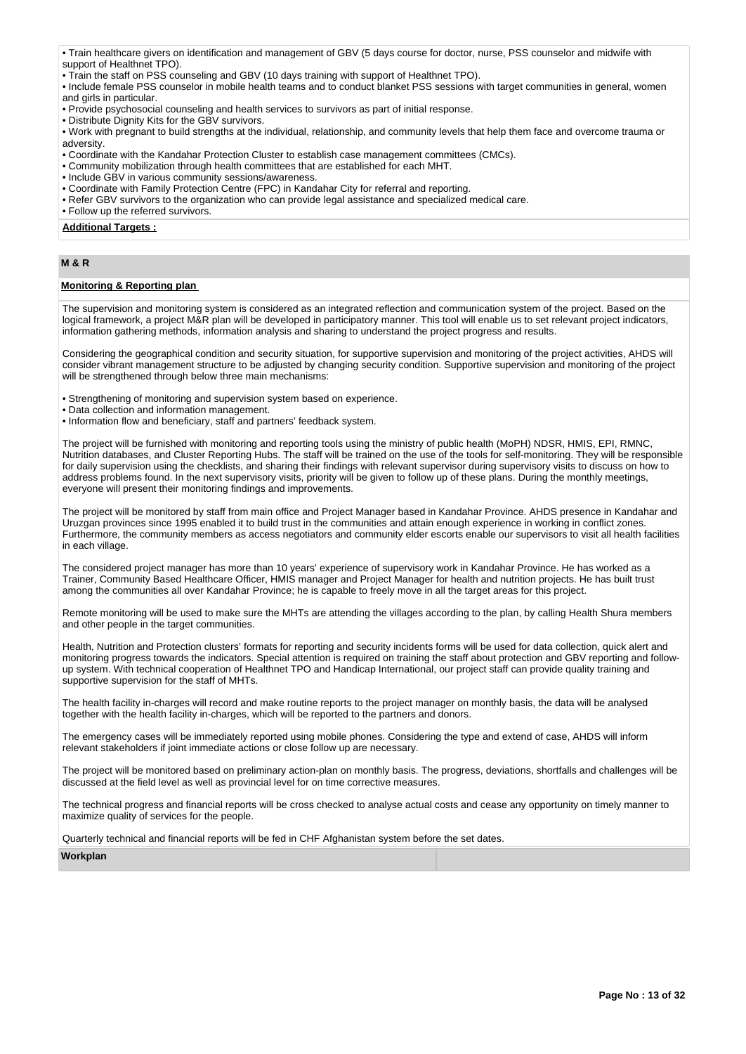- Train healthcare givers on identification and management of GBV (5 days course for doctor, nurse, PSS counselor and midwife with support of Healthnet TPO).
- Train the staff on PSS counseling and GBV (10 days training with support of Healthnet TPO).
- Include female PSS counselor in mobile health teams and to conduct blanket PSS sessions with target communities in general, women and girls in particular.
- Provide psychosocial counseling and health services to survivors as part of initial response.
- Distribute Dignity Kits for the GBV survivors.
- Work with pregnant to build strengths at the individual, relationship, and community levels that help them face and overcome trauma or adversity.
- Coordinate with the Kandahar Protection Cluster to establish case management committees (CMCs).
- Community mobilization through health committees that are established for each MHT.
- Include GBV in various community sessions/awareness.
- Coordinate with Family Protection Centre (FPC) in Kandahar City for referral and reporting.
- Refer GBV survivors to the organization who can provide legal assistance and specialized medical care.
- Follow up the referred survivors.

**Additional Targets :**

## M & R

**Monitoring & Reporting plan**

The supervision and monitoring system is considered as an integrated reflection and communication system of the project. Based on the logical framework, a project M&R plan will be developed in participatory manner. This tool will enable us to set relevant project indicators, information gathering methods, information analysis and sharing to understand the project progress and results.

Considering the geographical condition and security situation, for supportive supervision and monitoring of the project activities, AHDS will consider vibrant management structure to be adjusted by changing security condition. Supportive supervision and monitoring of the project will be strengthened through below three main mechanisms:

- Strengthening of monitoring and supervision system based on experience.
- Data collection and information management.
- Information flow and beneficiary, staff and partners' feedback system.

The project will be furnished with monitoring and reporting tools using the ministry of public health (MoPH) NDSR, HMIS, EPI, RMNC, Nutrition databases, and Cluster Reporting Hubs. The staff will be trained on the use of the tools for self-monitoring. They will be responsible for daily supervision using the checklists, and sharing their findings with relevant supervisor during supervisory visits to discuss on how to address problems found. In the next supervisory visits, priority will be given to follow up of these plans. During the monthly meetings, everyone will present their monitoring findings and improvements.

The project will be monitored by staff from main office and Project Manager based in Kandahar Province. AHDS presence in Kandahar and Uruzgan provinces since 1995 enabled it to build trust in the communities and attain enough experience in working in conflict zones. Furthermore, the community members as access negotiators and community elder escorts enable our supervisors to visit all health facilities in each village.

The considered project manager has more than 10 years' experience of supervisory work in Kandahar Province. He has worked as a Trainer, Community Based Healthcare Officer, HMIS manager and Project Manager for health and nutrition projects. He has built trust among the communities all over Kandahar Province; he is capable to freely move in all the target areas for this project.

Remote monitoring will be used to make sure the MHTs are attending the villages according to the plan, by calling Health Shura members and other people in the target communities.

Health, Nutrition and Protection clusters' formats for reporting and security incidents forms will be used for data collection, quick alert and monitoring progress towards the indicators. Special attention is required on training the staff about protection and GBV reporting and follow-up system. With technical cooperation of Healthnet TPO and Handicap International, our project staff can provide quality training and supportive supervision for the staff of MHTs.

The health facility in-charges will record and make routine reports to the project manager on monthly basis, the data will be analysed together with the health facility in-charges, which will be reported to the partners and donors.

The emergency cases will be immediately reported using mobile phones. Considering the type and extend of case, AHDS will inform relevant stakeholders if joint immediate actions or close follow up are necessary.

The project will be monitored based on preliminary action-plan on monthly basis. The progress, deviations, shortfalls and challenges will be discussed at the field level as well as provincial level for on time corrective measures.

The technical progress and financial reports will be cross checked to analyse actual costs and cease any opportunity on timely manner to maximize quality of services for the people.

Quarterly technical and financial reports will be fed in CHF Afghanistan system before the set dates.

**Workplan**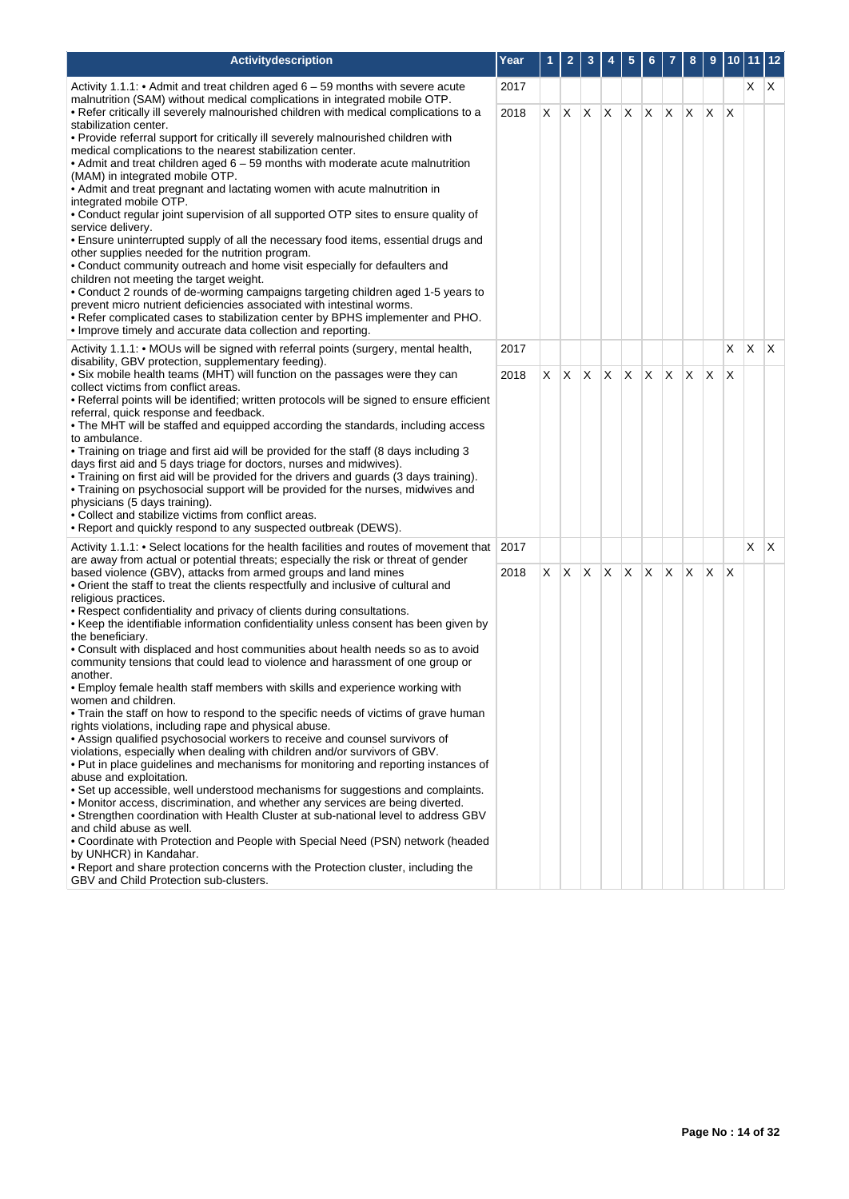| Activitydescription | Year | 1 | 2 | 3 | 4 | 5 | 6 | 7 | 8 | 9 | 10 | 11 | 12 |
|---|---|---|---|---|---|---|---|---|---|---|---|---|---|
| Activity 1.1.1: • Admit and treat children aged 6 – 59 months with severe acute malnutrition (SAM) without medical complications in integrated mobile OTP.<br>• Refer critically ill severely malnourished children with medical complications to a stabilization center.<br>• Provide referral support for critically ill severely malnourished children with medical complications to the nearest stabilization center.<br>• Admit and treat children aged 6 – 59 months with moderate acute malnutrition (MAM) in integrated mobile OTP.<br>• Admit and treat pregnant and lactating women with acute malnutrition in integrated mobile OTP.<br>• Conduct regular joint supervision of all supported OTP sites to ensure quality of service delivery.<br>• Ensure uninterrupted supply of all the necessary food items, essential drugs and other supplies needed for the nutrition program.<br>• Conduct community outreach and home visit especially for defaulters and children not meeting the target weight.<br>• Conduct 2 rounds of de-worming campaigns targeting children aged 1-5 years to prevent micro nutrient deficiencies associated with intestinal worms.<br>• Refer complicated cases to stabilization center by BPHS implementer and PHO.<br>• Improve timely and accurate data collection and reporting. | 2017 | | | | | | | | | | | X | X |
| | 2018 | X | X | X | X | X | X | X | X | X | X | | |
| Activity 1.1.1: • MOUs will be signed with referral points (surgery, mental health, disability, GBV protection, supplementary feeding).<br>• Six mobile health teams (MHT) will function on the passages were they can collect victims from conflict areas.<br>• Referral points will be identified; written protocols will be signed to ensure efficient referral, quick response and feedback.<br>• The MHT will be staffed and equipped according the standards, including access to ambulance.<br>• Training on triage and first aid will be provided for the staff (8 days including 3 days first aid and 5 days triage for doctors, nurses and midwives).<br>• Training on first aid will be provided for the drivers and guards (3 days training).<br>• Training on psychosocial support will be provided for the nurses, midwives and physicians (5 days training).<br>• Collect and stabilize victims from conflict areas.<br>• Report and quickly respond to any suspected outbreak (DEWS). | 2017 | | | | | | | | | | X | X | X |
| | 2018 | X | X | X | X | X | X | X | X | X | X | | |
| Activity 1.1.1: • Select locations for the health facilities and routes of movement that are away from actual or potential threats; especially the risk or threat of gender based violence (GBV), attacks from armed groups and land mines<br>• Orient the staff to treat the clients respectfully and inclusive of cultural and religious practices.<br>• Respect confidentiality and privacy of clients during consultations.<br>• Keep the identifiable information confidentiality unless consent has been given by the beneficiary.<br>• Consult with displaced and host communities about health needs so as to avoid community tensions that could lead to violence and harassment of one group or another.<br>• Employ female health staff members with skills and experience working with women and children.<br>• Train the staff on how to respond to the specific needs of victims of grave human rights violations, including rape and physical abuse.<br>• Assign qualified psychosocial workers to receive and counsel survivors of violations, especially when dealing with children and/or survivors of GBV.<br>• Put in place guidelines and mechanisms for monitoring and reporting instances of abuse and exploitation.<br>• Set up accessible, well understood mechanisms for suggestions and complaints.<br>• Monitor access, discrimination, and whether any services are being diverted.<br>• Strengthen coordination with Health Cluster at sub-national level to address GBV and child abuse as well.<br>• Coordinate with Protection and People with Special Need (PSN) network (headed by UNHCR) in Kandahar.<br>• Report and share protection concerns with the Protection cluster, including the GBV and Child Protection sub-clusters. | 2017 | | | | | | | | | | | X | X |
| | 2018 | X | X | X | X | X | X | X | X | X | X | | |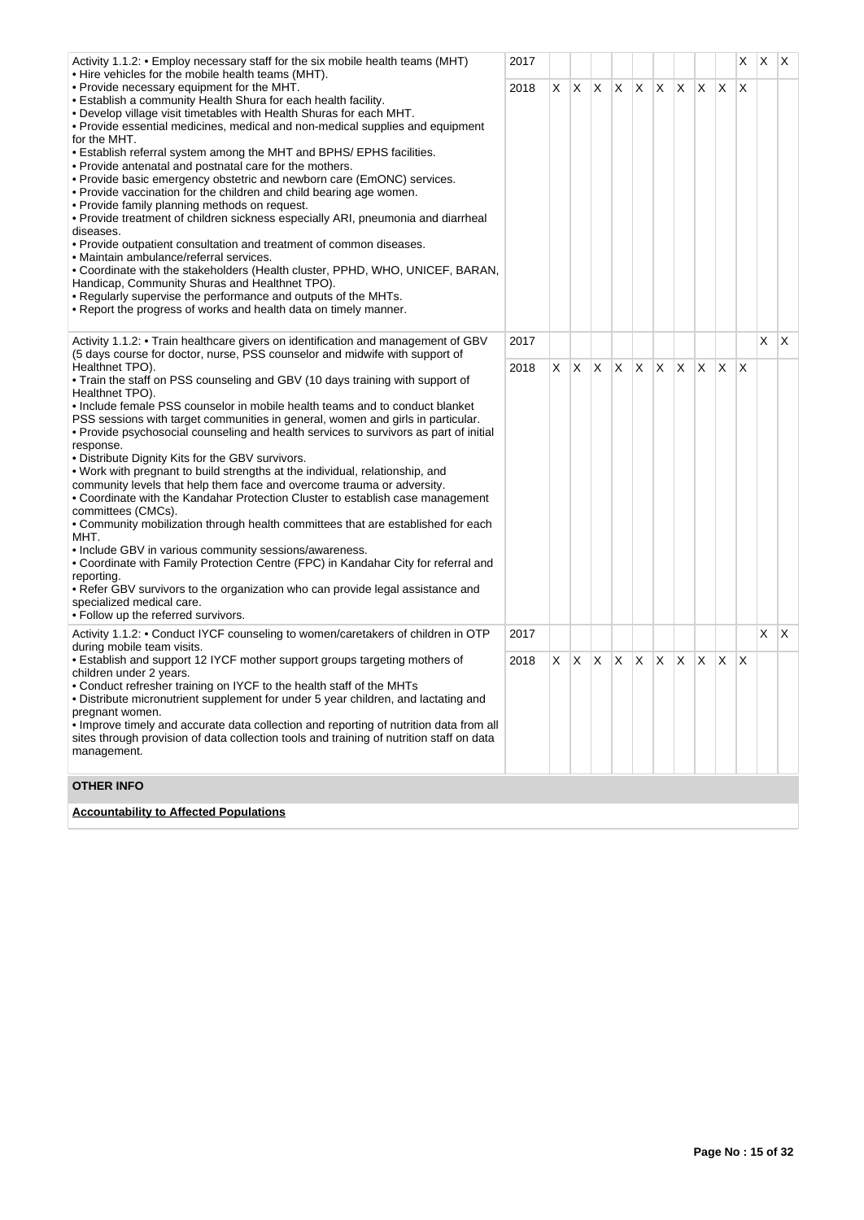| Activity | Year | 1 | 2 | 3 | 4 | 5 | 6 | 7 | 8 | 9 | 10 | 11 | 12 |
|---|---|---|---|---|---|---|---|---|---|---|---|---|---|
| Activity 1.1.2: • Employ necessary staff for the six mobile health teams (MHT)<br>• Hire vehicles for the mobile health teams (MHT).<br>• Provide necessary equipment for the MHT.<br>• Establish a community Health Shura for each health facility.<br>• Develop village visit timetables with Health Shuras for each MHT.<br>• Provide essential medicines, medical and non-medical supplies and equipment for the MHT.<br>• Establish referral system among the MHT and BPHS/ EPHS facilities.<br>• Provide antenatal and postnatal care for the mothers.<br>• Provide basic emergency obstetric and newborn care (EmONC) services.<br>• Provide vaccination for the children and child bearing age women.<br>• Provide family planning methods on request.<br>• Provide treatment of children sickness especially ARI, pneumonia and diarrheal diseases.<br>• Provide outpatient consultation and treatment of common diseases.<br>• Maintain ambulance/referral services.<br>• Coordinate with the stakeholders (Health cluster, PPHD, WHO, UNICEF, BARAN, Handicap, Community Shuras and Healthnet TPO).<br>• Regularly supervise the performance and outputs of the MHTs.<br>• Report the progress of works and health data on timely manner. | 2017 | | | | | | | | | | X | X | X |
| | 2018 | X | X | X | X | X | X | X | X | X | X | | |
| Activity 1.1.2: • Train healthcare givers on identification and management of GBV (5 days course for doctor, nurse, PSS counselor and midwife with support of Healthnet TPO).<br>• Train the staff on PSS counseling and GBV (10 days training with support of Healthnet TPO).<br>• Include female PSS counselor in mobile health teams and to conduct blanket PSS sessions with target communities in general, women and girls in particular.<br>• Provide psychosocial counseling and health services to survivors as part of initial response.<br>• Distribute Dignity Kits for the GBV survivors.<br>• Work with pregnant to build strengths at the individual, relationship, and community levels that help them face and overcome trauma or adversity.<br>• Coordinate with the Kandahar Protection Cluster to establish case management committees (CMCs).<br>• Community mobilization through health committees that are established for each MHT.<br>• Include GBV in various community sessions/awareness.<br>• Coordinate with Family Protection Centre (FPC) in Kandahar City for referral and reporting.<br>• Refer GBV survivors to the organization who can provide legal assistance and specialized medical care.<br>• Follow up the referred survivors. | 2017 | | | | | | | | | | | X | X |
| | 2018 | X | X | X | X | X | X | X | X | X | X | | |
| Activity 1.1.2: • Conduct IYCF counseling to women/caretakers of children in OTP during mobile team visits.<br>• Establish and support 12 IYCF mother support groups targeting mothers of children under 2 years.<br>• Conduct refresher training on IYCF to the health staff of the MHTs<br>• Distribute micronutrient supplement for under 5 year children, and lactating and pregnant women.<br>• Improve timely and accurate data collection and reporting of nutrition data from all sites through provision of data collection tools and training of nutrition staff on data management. | 2017 | | | | | | | | | | | X | X |
| | 2018 | X | X | X | X | X | X | X | X | X | X | | |

**OTHER INFO**

**Accountability to Affected Populations**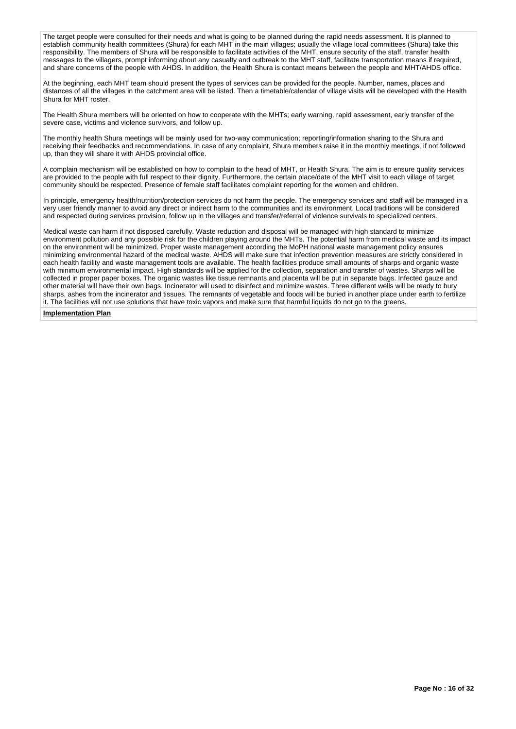The target people were consulted for their needs and what is going to be planned during the rapid needs assessment. It is planned to establish community health committees (Shura) for each MHT in the main villages; usually the village local committees (Shura) take this responsibility. The members of Shura will be responsible to facilitate activities of the MHT, ensure security of the staff, transfer health messages to the villagers, prompt informing about any casualty and outbreak to the MHT staff, facilitate transportation means if required, and share concerns of the people with AHDS. In addition, the Health Shura is contact means between the people and MHT/AHDS office.

At the beginning, each MHT team should present the types of services can be provided for the people. Number, names, places and distances of all the villages in the catchment area will be listed. Then a timetable/calendar of village visits will be developed with the Health Shura for MHT roster.

The Health Shura members will be oriented on how to cooperate with the MHTs; early warning, rapid assessment, early transfer of the severe case, victims and violence survivors, and follow up.

The monthly health Shura meetings will be mainly used for two-way communication; reporting/information sharing to the Shura and receiving their feedbacks and recommendations. In case of any complaint, Shura members raise it in the monthly meetings, if not followed up, than they will share it with AHDS provincial office.

A complain mechanism will be established on how to complain to the head of MHT, or Health Shura. The aim is to ensure quality services are provided to the people with full respect to their dignity. Furthermore, the certain place/date of the MHT visit to each village of target community should be respected. Presence of female staff facilitates complaint reporting for the women and children.

In principle, emergency health/nutrition/protection services do not harm the people. The emergency services and staff will be managed in a very user friendly manner to avoid any direct or indirect harm to the communities and its environment. Local traditions will be considered and respected during services provision, follow up in the villages and transfer/referral of violence survivals to specialized centers.

Medical waste can harm if not disposed carefully. Waste reduction and disposal will be managed with high standard to minimize environment pollution and any possible risk for the children playing around the MHTs. The potential harm from medical waste and its impact on the environment will be minimized. Proper waste management according the MoPH national waste management policy ensures minimizing environmental hazard of the medical waste. AHDS will make sure that infection prevention measures are strictly considered in each health facility and waste management tools are available. The health facilities produce small amounts of sharps and organic waste with minimum environmental impact. High standards will be applied for the collection, separation and transfer of wastes. Sharps will be collected in proper paper boxes. The organic wastes like tissue remnants and placenta will be put in separate bags. Infected gauze and other material will have their own bags. Incinerator will used to disinfect and minimize wastes. Three different wells will be ready to bury sharps, ashes from the incinerator and tissues. The remnants of vegetable and foods will be buried in another place under earth to fertilize it. The facilities will not use solutions that have toxic vapors and make sure that harmful liquids do not go to the greens.

**Implementation Plan**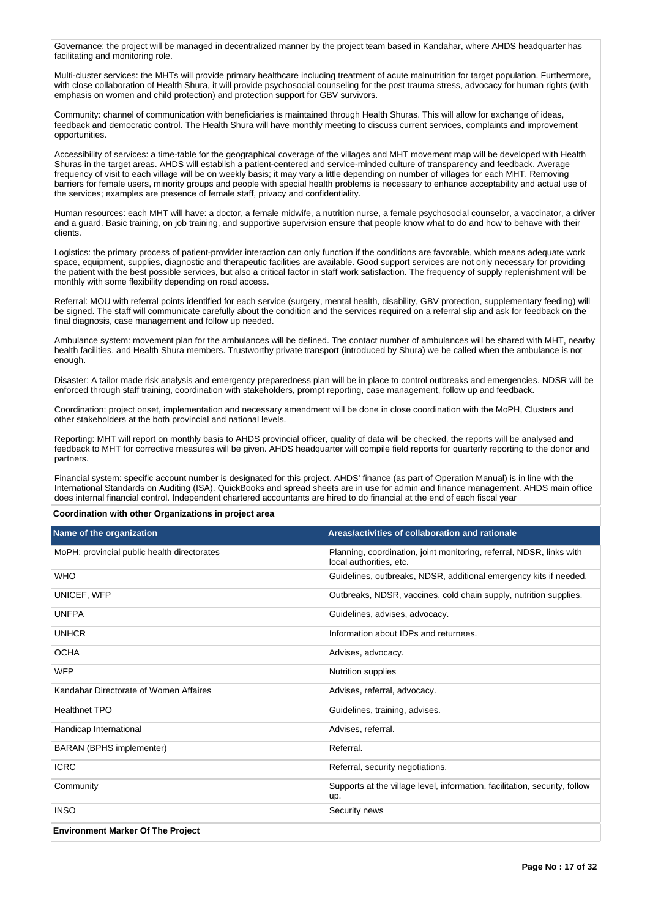Governance: the project will be managed in decentralized manner by the project team based in Kandahar, where AHDS headquarter has facilitating and monitoring role.

Multi-cluster services: the MHTs will provide primary healthcare including treatment of acute malnutrition for target population. Furthermore, with close collaboration of Health Shura, it will provide psychosocial counseling for the post trauma stress, advocacy for human rights (with emphasis on women and child protection) and protection support for GBV survivors.

Community: channel of communication with beneficiaries is maintained through Health Shuras. This will allow for exchange of ideas, feedback and democratic control. The Health Shura will have monthly meeting to discuss current services, complaints and improvement opportunities.

Accessibility of services: a time-table for the geographical coverage of the villages and MHT movement map will be developed with Health Shuras in the target areas. AHDS will establish a patient-centered and service-minded culture of transparency and feedback. Average frequency of visit to each village will be on weekly basis; it may vary a little depending on number of villages for each MHT. Removing barriers for female users, minority groups and people with special health problems is necessary to enhance acceptability and actual use of the services; examples are presence of female staff, privacy and confidentiality.

Human resources: each MHT will have: a doctor, a female midwife, a nutrition nurse, a female psychosocial counselor, a vaccinator, a driver and a guard. Basic training, on job training, and supportive supervision ensure that people know what to do and how to behave with their clients.

Logistics: the primary process of patient-provider interaction can only function if the conditions are favorable, which means adequate work space, equipment, supplies, diagnostic and therapeutic facilities are available. Good support services are not only necessary for providing the patient with the best possible services, but also a critical factor in staff work satisfaction. The frequency of supply replenishment will be monthly with some flexibility depending on road access.

Referral: MOU with referral points identified for each service (surgery, mental health, disability, GBV protection, supplementary feeding) will be signed. The staff will communicate carefully about the condition and the services required on a referral slip and ask for feedback on the final diagnosis, case management and follow up needed.

Ambulance system: movement plan for the ambulances will be defined. The contact number of ambulances will be shared with MHT, nearby health facilities, and Health Shura members. Trustworthy private transport (introduced by Shura) we be called when the ambulance is not enough.

Disaster: A tailor made risk analysis and emergency preparedness plan will be in place to control outbreaks and emergencies. NDSR will be enforced through staff training, coordination with stakeholders, prompt reporting, case management, follow up and feedback.

Coordination: project onset, implementation and necessary amendment will be done in close coordination with the MoPH, Clusters and other stakeholders at the both provincial and national levels.

Reporting: MHT will report on monthly basis to AHDS provincial officer, quality of data will be checked, the reports will be analysed and feedback to MHT for corrective measures will be given. AHDS headquarter will compile field reports for quarterly reporting to the donor and partners.

Financial system: specific account number is designated for this project. AHDS' finance (as part of Operation Manual) is in line with the International Standards on Auditing (ISA). QuickBooks and spread sheets are in use for admin and finance management. AHDS main office does internal financial control. Independent chartered accountants are hired to do financial at the end of each fiscal year

**Coordination with other Organizations in project area**

| Name of the organization | Areas/activities of collaboration and rationale |
|---|---|
| MoPH; provincial public health directorates | Planning, coordination, joint monitoring, referral, NDSR, links with local authorities, etc. |
| WHO | Guidelines, outbreaks, NDSR, additional emergency kits if needed. |
| UNICEF, WFP | Outbreaks, NDSR, vaccines, cold chain supply, nutrition supplies. |
| UNFPA | Guidelines, advises, advocacy. |
| UNHCR | Information about IDPs and returnees. |
| OCHA | Advises, advocacy. |
| WFP | Nutrition supplies |
| Kandahar Directorate of Women Affaires | Advises, referral, advocacy. |
| Healthnet TPO | Guidelines, training, advises. |
| Handicap Internationl | Advises, referral. |
| BARAN (BPHS implementer) | Referral. |
| ICRC | Referral, security negotiations. |
| Community | Supports at the village level, information, facilitation, security, follow up. |
| INSO | Security news |

**Environment Marker Of The Project**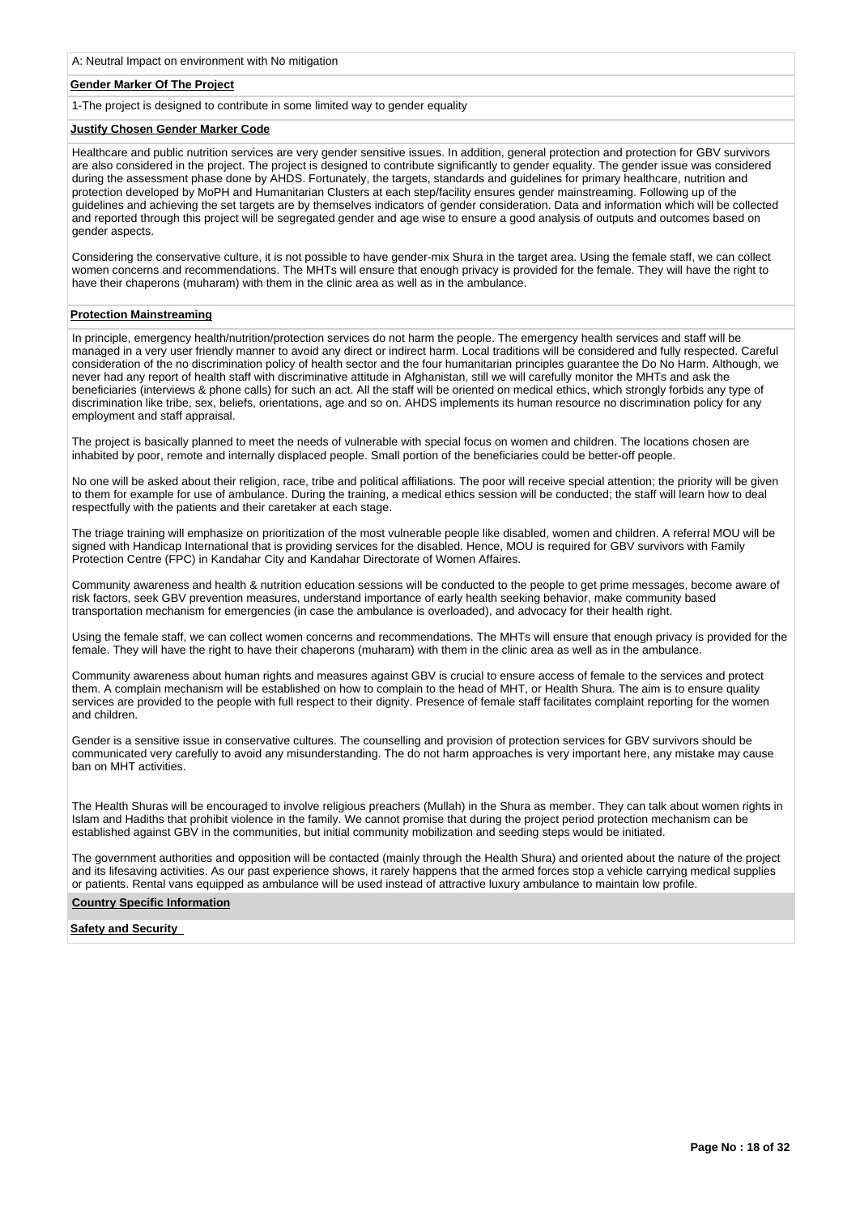A: Neutral Impact on environment with No mitigation

**Gender Marker Of The Project**

1-The project is designed to contribute in some limited way to gender equality

**Justify Chosen Gender Marker Code**

Healthcare and public nutrition services are very gender sensitive issues. In addition, general protection and protection for GBV survivors are also considered in the project. The project is designed to contribute significantly to gender equality. The gender issue was considered during the assessment phase done by AHDS. Fortunately, the targets, standards and guidelines for primary healthcare, nutrition and protection developed by MoPH and Humanitarian Clusters at each step/facility ensures gender mainstreaming. Following up of the guidelines and achieving the set targets are by themselves indicators of gender consideration. Data and information which will be collected and reported through this project will be segregated gender and age wise to ensure a good analysis of outputs and outcomes based on gender aspects.

Considering the conservative culture, it is not possible to have gender-mix Shura in the target area. Using the female staff, we can collect women concerns and recommendations. The MHTs will ensure that enough privacy is provided for the female. They will have the right to have their chaperons (muharam) with them in the clinic area as well as in the ambulance.

**Protection Mainstreaming**

In principle, emergency health/nutrition/protection services do not harm the people. The emergency health services and staff will be managed in a very user friendly manner to avoid any direct or indirect harm. Local traditions will be considered and fully respected. Careful consideration of the no discrimination policy of health sector and the four humanitarian principles guarantee the Do No Harm. Although, we never had any report of health staff with discriminative attitude in Afghanistan, still we will carefully monitor the MHTs and ask the beneficiaries (interviews & phone calls) for such an act. All the staff will be oriented on medical ethics, which strongly forbids any type of discrimination like tribe, sex, beliefs, orientations, age and so on. AHDS implements its human resource no discrimination policy for any employment and staff appraisal.

The project is basically planned to meet the needs of vulnerable with special focus on women and children. The locations chosen are inhabited by poor, remote and internally displaced people. Small portion of the beneficiaries could be better-off people.

No one will be asked about their religion, race, tribe and political affiliations. The poor will receive special attention; the priority will be given to them for example for use of ambulance. During the training, a medical ethics session will be conducted; the staff will learn how to deal respectfully with the patients and their caretaker at each stage.

The triage training will emphasize on prioritization of the most vulnerable people like disabled, women and children. A referral MOU will be signed with Handicap International that is providing services for the disabled. Hence, MOU is required for GBV survivors with Family Protection Centre (FPC) in Kandahar City and Kandahar Directorate of Women Affaires.

Community awareness and health & nutrition education sessions will be conducted to the people to get prime messages, become aware of risk factors, seek GBV prevention measures, understand importance of early health seeking behavior, make community based transportation mechanism for emergencies (in case the ambulance is overloaded), and advocacy for their health right.

Using the female staff, we can collect women concerns and recommendations. The MHTs will ensure that enough privacy is provided for the female. They will have the right to have their chaperons (muharam) with them in the clinic area as well as in the ambulance.

Community awareness about human rights and measures against GBV is crucial to ensure access of female to the services and protect them. A complain mechanism will be established on how to complain to the head of MHT, or Health Shura. The aim is to ensure quality services are provided to the people with full respect to their dignity. Presence of female staff facilitates complaint reporting for the women and children.

Gender is a sensitive issue in conservative cultures. The counselling and provision of protection services for GBV survivors should be communicated very carefully to avoid any misunderstanding. The do not harm approaches is very important here, any mistake may cause ban on MHT activities.

The Health Shuras will be encouraged to involve religious preachers (Mullah) in the Shura as member. They can talk about women rights in Islam and Hadiths that prohibit violence in the family. We cannot promise that during the project period protection mechanism can be established against GBV in the communities, but initial community mobilization and seeding steps would be initiated.

The government authorities and opposition will be contacted (mainly through the Health Shura) and oriented about the nature of the project and its lifesaving activities. As our past experience shows, it rarely happens that the armed forces stop a vehicle carrying medical supplies or patients. Rental vans equipped as ambulance will be used instead of attractive luxury ambulance to maintain low profile.

**Country Specific Information**

**Safety and Security**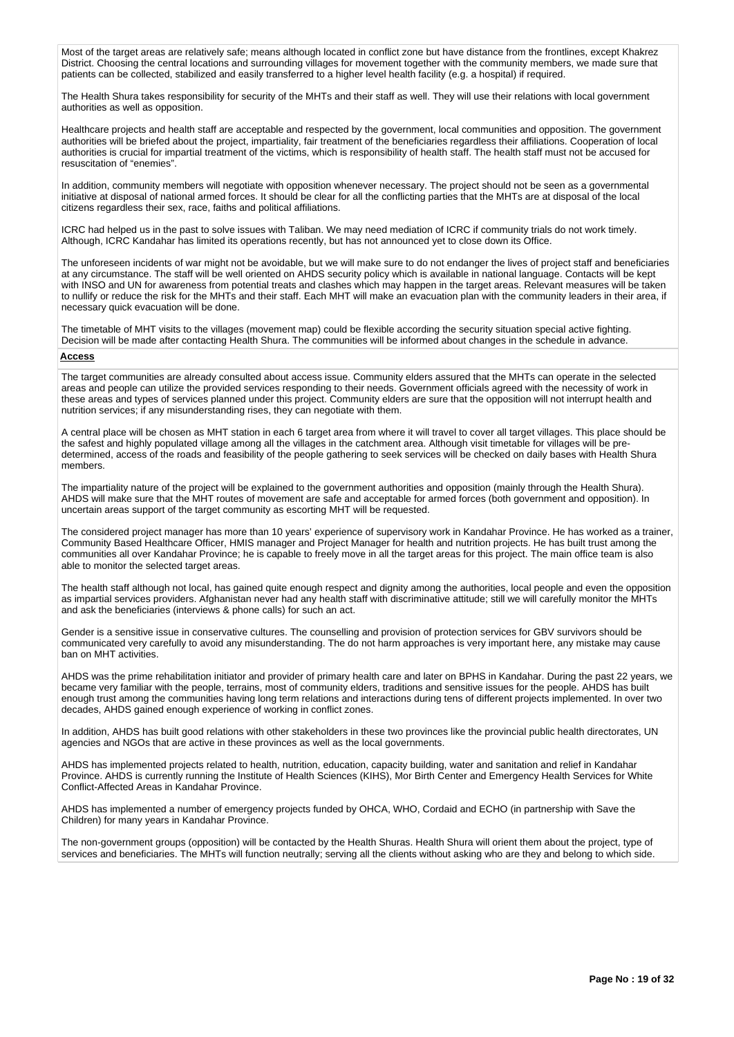Most of the target areas are relatively safe; means although located in conflict zone but have distance from the frontlines, except Khakrez District. Choosing the central locations and surrounding villages for movement together with the community members, we made sure that patients can be collected, stabilized and easily transferred to a higher level health facility (e.g. a hospital) if required.

The Health Shura takes responsibility for security of the MHTs and their staff as well. They will use their relations with local government authorities as well as opposition.

Healthcare projects and health staff are acceptable and respected by the government, local communities and opposition. The government authorities will be briefed about the project, impartiality, fair treatment of the beneficiaries regardless their affiliations. Cooperation of local authorities is crucial for impartial treatment of the victims, which is responsibility of health staff. The health staff must not be accused for resuscitation of "enemies".

In addition, community members will negotiate with opposition whenever necessary. The project should not be seen as a governmental initiative at disposal of national armed forces. It should be clear for all the conflicting parties that the MHTs are at disposal of the local citizens regardless their sex, race, faiths and political affiliations.

ICRC had helped us in the past to solve issues with Taliban. We may need mediation of ICRC if community trials do not work timely. Although, ICRC Kandahar has limited its operations recently, but has not announced yet to close down its Office.

The unforeseen incidents of war might not be avoidable, but we will make sure to do not endanger the lives of project staff and beneficiaries at any circumstance. The staff will be well oriented on AHDS security policy which is available in national language. Contacts will be kept with INSO and UN for awareness from potential treats and clashes which may happen in the target areas. Relevant measures will be taken to nullify or reduce the risk for the MHTs and their staff. Each MHT will make an evacuation plan with the community leaders in their area, if necessary quick evacuation will be done.

The timetable of MHT visits to the villages (movement map) could be flexible according the security situation special active fighting. Decision will be made after contacting Health Shura. The communities will be informed about changes in the schedule in advance.

**Access**

The target communities are already consulted about access issue. Community elders assured that the MHTs can operate in the selected areas and people can utilize the provided services responding to their needs. Government officials agreed with the necessity of work in these areas and types of services planned under this project. Community elders are sure that the opposition will not interrupt health and nutrition services; if any misunderstanding rises, they can negotiate with them.

A central place will be chosen as MHT station in each 6 target area from where it will travel to cover all target villages. This place should be the safest and highly populated village among all the villages in the catchment area. Although visit timetable for villages will be pre-determined, access of the roads and feasibility of the people gathering to seek services will be checked on daily bases with Health Shura members.

The impartiality nature of the project will be explained to the government authorities and opposition (mainly through the Health Shura). AHDS will make sure that the MHT routes of movement are safe and acceptable for armed forces (both government and opposition). In uncertain areas support of the target community as escorting MHT will be requested.

The considered project manager has more than 10 years' experience of supervisory work in Kandahar Province. He has worked as a trainer, Community Based Healthcare Officer, HMIS manager and Project Manager for health and nutrition projects. He has built trust among the communities all over Kandahar Province; he is capable to freely move in all the target areas for this project. The main office team is also able to monitor the selected target areas.

The health staff although not local, has gained quite enough respect and dignity among the authorities, local people and even the opposition as impartial services providers. Afghanistan never had any health staff with discriminative attitude; still we will carefully monitor the MHTs and ask the beneficiaries (interviews & phone calls) for such an act.

Gender is a sensitive issue in conservative cultures. The counselling and provision of protection services for GBV survivors should be communicated very carefully to avoid any misunderstanding. The do not harm approaches is very important here, any mistake may cause ban on MHT activities.

AHDS was the prime rehabilitation initiator and provider of primary health care and later on BPHS in Kandahar. During the past 22 years, we became very familiar with the people, terrains, most of community elders, traditions and sensitive issues for the people. AHDS has built enough trust among the communities having long term relations and interactions during tens of different projects implemented. In over two decades, AHDS gained enough experience of working in conflict zones.

In addition, AHDS has built good relations with other stakeholders in these two provinces like the provincial public health directorates, UN agencies and NGOs that are active in these provinces as well as the local governments.

AHDS has implemented projects related to health, nutrition, education, capacity building, water and sanitation and relief in Kandahar Province. AHDS is currently running the Institute of Health Sciences (KIHS), Mor Birth Center and Emergency Health Services for White Conflict-Affected Areas in Kandahar Province.

AHDS has implemented a number of emergency projects funded by OHCA, WHO, Cordaid and ECHO (in partnership with Save the Children) for many years in Kandahar Province.

The non-government groups (opposition) will be contacted by the Health Shuras. Health Shura will orient them about the project, type of services and beneficiaries. The MHTs will function neutrally; serving all the clients without asking who are they and belong to which side.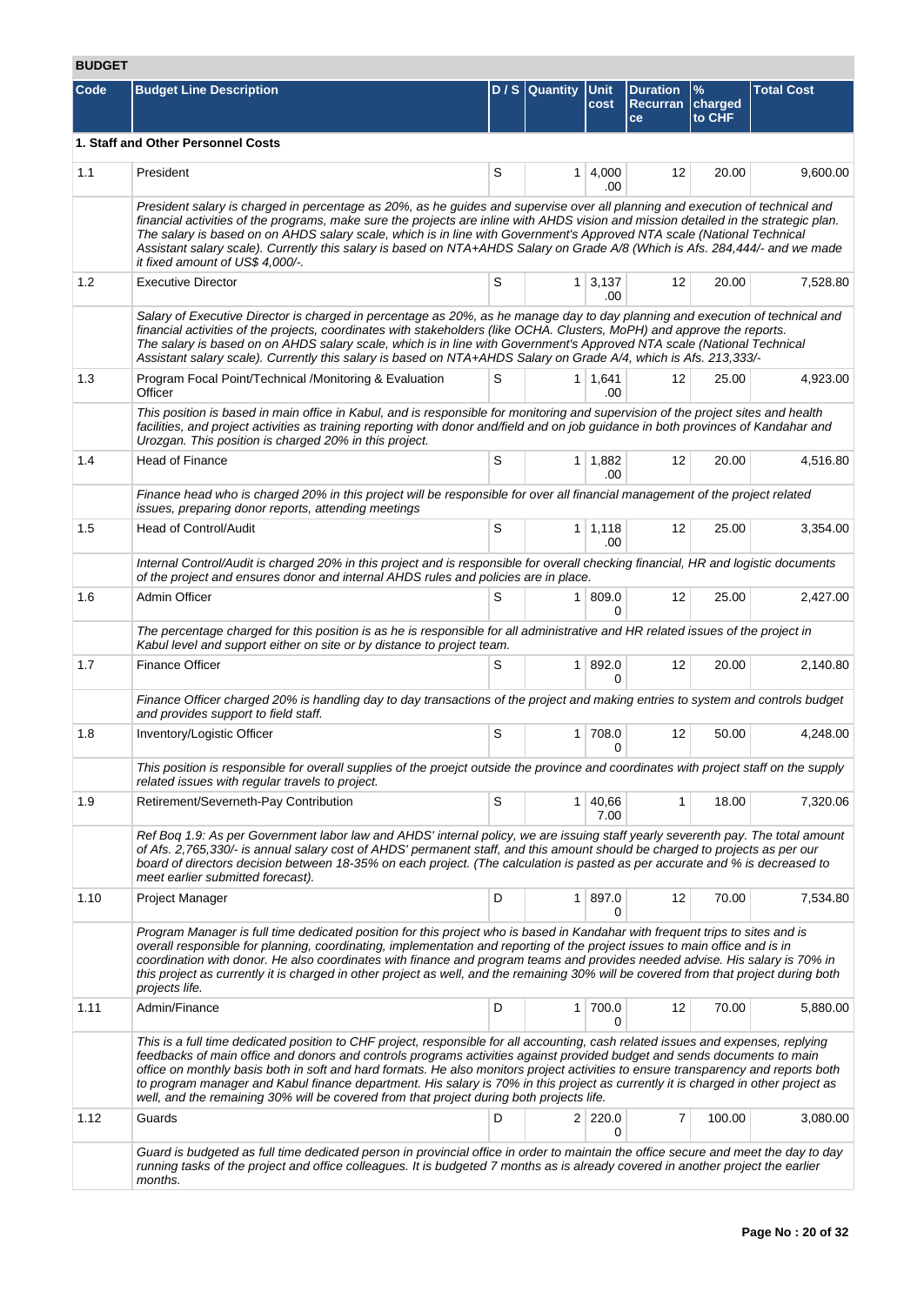## BUDGET

| Code | Budget Line Description | D / S | Quantity | Unit cost | Duration Recurrance | % charged to CHF | Total Cost |
|---|---|---|---|---|---|---|---|
| **1. Staff and Other Personnel Costs** | | | | | | | |
| 1.1 | President | S | 1 | 4,000.00 | 12 | 20.00 | 9,600.00 |
| | *President salary is charged in percentage as 20%, as he guides and supervise over all planning and execution of technical and financial activities of the programs, make sure the projects are inline with AHDS vision and mission detailed in the strategic plan. The salary is based on on AHDS salary scale, which is in line with Government's Approved NTA scale (National Technical Assistant salary scale). Currently this salary is based on NTA+AHDS Salary on Grade A/8 (Which is Afs. 284,444/- and we made it fixed amount of US$ 4,000/-.* | | | | | | |
| 1.2 | Executive Director | S | 1 | 3,137.00 | 12 | 20.00 | 7,528.80 |
| | *Salary of Executive Director is charged in percentage as 20%, as he manage day to day planning and execution of technical and financial activities of the projects, coordinates with stakeholders (like OCHA. Clusters, MoPH) and approve the reports. The salary is based on on AHDS salary scale, which is in line with Government's Approved NTA scale (National Technical Assistant salary scale). Currently this salary is based on NTA+AHDS Salary on Grade A/4, which is Afs. 213,333/-* | | | | | | |
| 1.3 | Program Focal Point/Technical /Monitoring & Evaluation Officer | S | 1 | 1,641.00 | 12 | 25.00 | 4,923.00 |
| | *This position is based in main office in Kabul, and is responsible for monitoring and supervision of the project sites and health facilities, and project activities as training reporting with donor and/field and on job guidance in both provinces of Kandahar and Urozgan. This position is charged 20% in this project.* | | | | | | |
| 1.4 | Head of Finance | S | 1 | 1,882.00 | 12 | 20.00 | 4,516.80 |
| | *Finance head who is charged 20% in this project will be responsible for over all financial management of the project related issues, preparing donor reports, attending meetings* | | | | | | |
| 1.5 | Head of Control/Audit | S | 1 | 1,118.00 | 12 | 25.00 | 3,354.00 |
| | *Internal Control/Audit is charged 20% in this project and is responsible for overall checking financial, HR and logistic documents of the project and ensures donor and internal AHDS rules and policies are in place.* | | | | | | |
| 1.6 | Admin Officer | S | 1 | 809.00 | 12 | 25.00 | 2,427.00 |
| | *The percentage charged for this position is as he is responsible for all administrative and HR related issues of the project in Kabul level and support either on site or by distance to project team.* | | | | | | |
| 1.7 | Finance Officer | S | 1 | 892.00 | 12 | 20.00 | 2,140.80 |
| | *Finance Officer charged 20% is handling day to day transactions of the project and making entries to system and controls budget and provides support to field staff.* | | | | | | |
| 1.8 | Inventory/Logistic Officer | S | 1 | 708.00 | 12 | 50.00 | 4,248.00 |
| | *This position is responsible for overall supplies of the proejct outside the province and coordinates with project staff on the supply related issues with regular travels to project.* | | | | | | |
| 1.9 | Retirement/Severneth-Pay Contribution | S | 1 | 40,667.00 | 1 | 18.00 | 7,320.06 |
| | *Ref Boq 1.9: As per Government labor law and AHDS' internal policy, we are issuing staff yearly severenth pay. The total amount of Afs. 2,765,330/- is annual salary cost of AHDS' permanent staff, and this amount should be charged to projects as per our board of directors decision between 18-35% on each project. (The calculation is pasted as per accurate and % is decreased to meet earlier submitted forecast).* | | | | | | |
| 1.10 | Project Manager | D | 1 | 897.00 | 12 | 70.00 | 7,534.80 |
| | *Program Manager is full time dedicated position for this project who is based in Kandahar with frequent trips to sites and is overall responsible for planning, coordinating, implementation and reporting of the project issues to main office and is in coordination with donor. He also coordinates with finance and program teams and provides needed advise. His salary is 70% in this project as currently it is charged in other project as well, and the remaining 30% will be covered from that project during both projects life.* | | | | | | |
| 1.11 | Admin/Finance | D | 1 | 700.00 | 12 | 70.00 | 5,880.00 |
| | *This is a full time dedicated position to CHF project, responsible for all accounting, cash related issues and expenses, replying feedbacks of main office and donors and controls programs activities against provided budget and sends documents to main office on monthly basis both in soft and hard formats. He also monitors project activities to ensure transparency and reports both to program manager and Kabul finance department. His salary is 70% in this project as currently it is charged in other project as well, and the remaining 30% will be covered from that project during both projects life.* | | | | | | |
| 1.12 | Guards | D | 2 | 220.00 | 7 | 100.00 | 3,080.00 |
| | *Guard is budgeted as full time dedicated person in provincial office in order to maintain the office secure and meet the day to day running tasks of the project and office colleagues. It is budgeted 7 months as is already covered in another project the earlier months.* | | | | | | |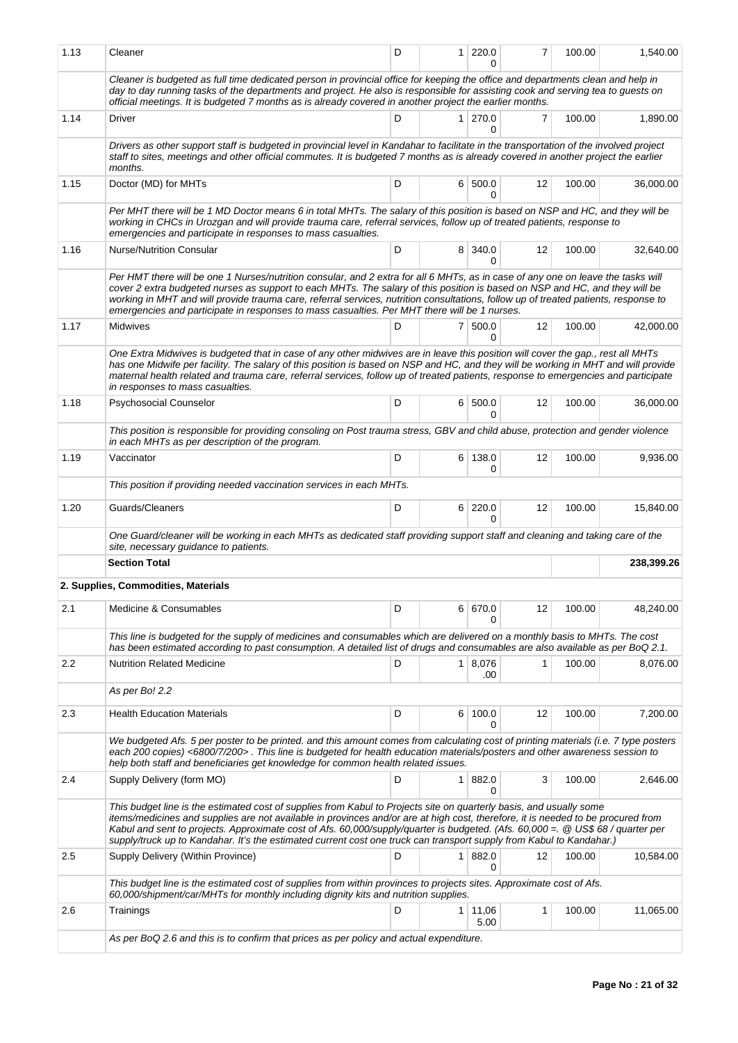| 1.13 | Cleaner | D | 1 | 220.00 | 7 | 100.00 | 1,540.00 |
|---|---|---|---|---|---|---|---|
| | *Cleaner is budgeted as full time dedicated person in provincial office for keeping the office and departments clean and help in day to day running tasks of the departments and project. He also is responsible for assisting cook and serving tea to guests on official meetings. It is budgeted 7 months as is already covered in another project the earlier months.* | | | | | | |
| 1.14 | Driver | D | 1 | 270.00 | 7 | 100.00 | 1,890.00 |
| | *Drivers as other support staff is budgeted in provincial level in Kandahar to facilitate in the transportation of the involved project staff to sites, meetings and other official commutes. It is budgeted 7 months as is already covered in another project the earlier months.* | | | | | | |
| 1.15 | Doctor (MD) for MHTs | D | 6 | 500.00 | 12 | 100.00 | 36,000.00 |
| | *Per MHT there will be 1 MD Doctor means 6 in total MHTs. The salary of this position is based on NSP and HC, and they will be working in CHCs in Urozgan and will provide trauma care, referral services, follow up of treated patients, response to emergencies and participate in responses to mass casualties.* | | | | | | |
| 1.16 | Nurse/Nutrition Consular | D | 8 | 340.00 | 12 | 100.00 | 32,640.00 |
| | *Per HMT there will be one 1 Nurses/nutrition consular, and 2 extra for all 6 MHTs, as in case of any one on leave the tasks will cover 2 extra budgeted nurses as support to each MHTs. The salary of this position is based on NSP and HC, and they will be working in MHT and will provide trauma care, referral services, nutrition consultations, follow up of treated patients, response to emergencies and participate in responses to mass casualties. Per MHT there will be 1 nurses.* | | | | | | |
| 1.17 | Midwives | D | 7 | 500.00 | 12 | 100.00 | 42,000.00 |
| | *One Extra Midwives is budgeted that in case of any other midwives are in leave this position will cover the gap., rest all MHTs has one Midwife per facility. The salary of this position is based on NSP and HC, and they will be working in MHT and will provide maternal health related and trauma care, referral services, follow up of treated patients, response to emergencies and participate in responses to mass casualties.* | | | | | | |
| 1.18 | Psychosocial Counselor | D | 6 | 500.00 | 12 | 100.00 | 36,000.00 |
| | *This position is responsible for providing consoling on Post trauma stress, GBV and child abuse, protection and gender violence in each MHTs as per description of the program.* | | | | | | |
| 1.19 | Vaccinator | D | 6 | 138.00 | 12 | 100.00 | 9,936.00 |
| | *This position if providing needed vaccination services in each MHTs.* | | | | | | |
| 1.20 | Guards/Cleaners | D | 6 | 220.00 | 12 | 100.00 | 15,840.00 |
| | *One Guard/cleaner will be working in each MHTs as dedicated staff providing support staff and cleaning and taking care of the site, necessary guidance to patients.* | | | | | | |
| | **Section Total** | | | | | | **238,399.26** |
| | **2. Supplies, Commodities, Materials** | | | | | | |
| 2.1 | Medicine & Consumables | D | 6 | 670.00 | 12 | 100.00 | 48,240.00 |
| | *This line is budgeted for the supply of medicines and consumables which are delivered on a monthly basis to MHTs. The cost has been estimated according to past consumption. A detailed list of drugs and consumables are also available as per BoQ 2.1.* | | | | | | |
| 2.2 | Nutrition Related Medicine | D | 1 | 8,076.00 | 1 | 100.00 | 8,076.00 |
| | *As per Bo! 2.2* | | | | | | |
| 2.3 | Health Education Materials | D | 6 | 100.00 | 12 | 100.00 | 7,200.00 |
| | *We budgeted Afs. 5 per poster to be printed. and this amount comes from calculating cost of printing materials (i.e. 7 type posters each 200 copies) <6800/7/200> . This line is budgeted for health education materials/posters and other awareness session to help both staff and beneficiaries get knowledge for common health related issues.* | | | | | | |
| 2.4 | Supply Delivery (form MO) | D | 1 | 882.00 | 3 | 100.00 | 2,646.00 |
| | *This budget line is the estimated cost of supplies from Kabul to Projects site on quarterly basis, and usually some items/medicines and supplies are not available in provinces and/or are at high cost, therefore, it is needed to be procured from Kabul and sent to projects. Approximate cost of Afs. 60,000/supply/quarter is budgeted. (Afs. 60,000 =. @ US$ 68 / quarter per supply/truck up to Kandahar. It's the estimated current cost one truck can transport supply from Kabul to Kandahar.)* | | | | | | |
| 2.5 | Supply Delivery (Within Province) | D | 1 | 882.00 | 12 | 100.00 | 10,584.00 |
| | *This budget line is the estimated cost of supplies from within provinces to projects sites. Approximate cost of Afs. 60,000/shipment/car/MHTs for monthly including dignity kits and nutrition supplies.* | | | | | | |
| 2.6 | Trainings | D | 1 | 11,065.00 | 1 | 100.00 | 11,065.00 |
| | *As per BoQ 2.6 and this is to confirm that prices as per policy and actual expenditure.* | | | | | | |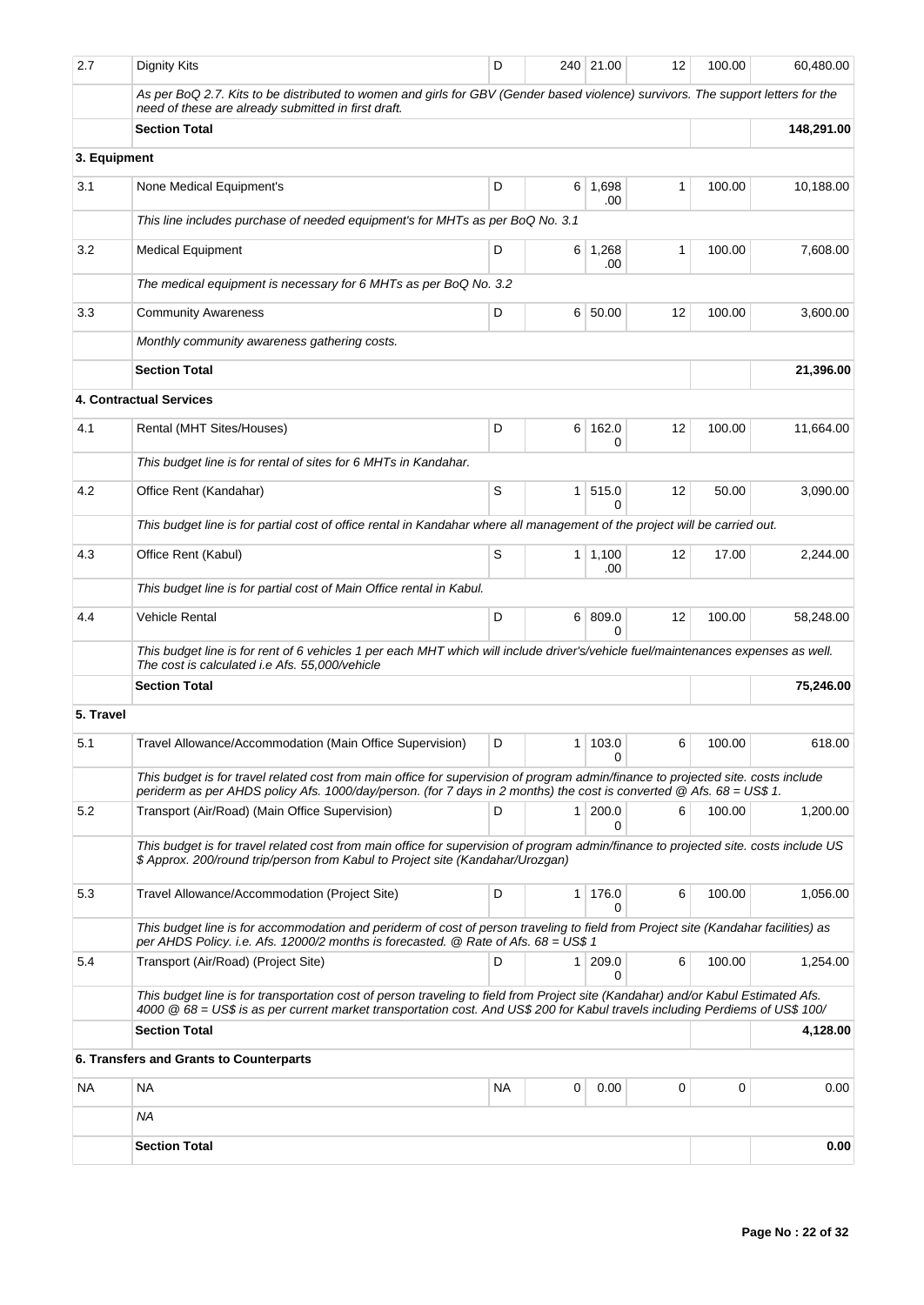| 2.7 | Dignity Kits | D | 240 | 21.00 | 12 | 100.00 | 60,480.00 |
|---|---|---|---|---|---|---|---|
| | *As per BoQ 2.7. Kits to be distributed to women and girls for GBV (Gender based violence) survivors. The support letters for the need of these are already submitted in first draft.* | | | | | | |
| | **Section Total** | | | | | | **148,291.00** |
| **3. Equipment** | | | | | | | |
| 3.1 | None Medical Equipment's | D | 6 | 1,698.00 | 1 | 100.00 | 10,188.00 |
| | *This line includes purchase of needed equipment's for MHTs as per BoQ No. 3.1* | | | | | | |
| 3.2 | Medical Equipment | D | 6 | 1,268.00 | 1 | 100.00 | 7,608.00 |
| | *The medical equipment is necessary for 6 MHTs as per BoQ No. 3.2* | | | | | | |
| 3.3 | Community Awareness | D | 6 | 50.00 | 12 | 100.00 | 3,600.00 |
| | *Monthly community awareness gathering costs.* | | | | | | |
| | **Section Total** | | | | | | **21,396.00** |
| | **4. Contractual Services** | | | | | | |
| 4.1 | Rental (MHT Sites/Houses) | D | 6 | 162.00 | 12 | 100.00 | 11,664.00 |
| | *This budget line is for rental of sites for 6 MHTs in Kandahar.* | | | | | | |
| 4.2 | Office Rent (Kandahar) | S | 1 | 515.00 | 12 | 50.00 | 3,090.00 |
| | *This budget line is for partial cost of office rental in Kandahar where all management of the project will be carried out.* | | | | | | |
| 4.3 | Office Rent (Kabul) | S | 1 | 1,100.00 | 12 | 17.00 | 2,244.00 |
| | *This budget line is for partial cost of Main Office rental in Kabul.* | | | | | | |
| 4.4 | Vehicle Rental | D | 6 | 809.00 | 12 | 100.00 | 58,248.00 |
| | *This budget line is for rent of 6 vehicles 1 per each MHT which will include driver's/vehicle fuel/maintenances expenses as well. The cost is calculated i.e Afs. 55,000/vehicle* | | | | | | |
| | **Section Total** | | | | | | **75,246.00** |
| **5. Travel** | | | | | | | |
| 5.1 | Travel Allowance/Accommodation (Main Office Supervision) | D | 1 | 103.00 | 6 | 100.00 | 618.00 |
| | *This budget is for travel related cost from main office for supervision of program admin/finance to projected site. costs include periderm as per AHDS policy Afs. 1000/day/person. (for 7 days in 2 months) the cost is converted @ Afs. 68 = US$ 1.* | | | | | | |
| 5.2 | Transport (Air/Road) (Main Office Supervision) | D | 1 | 200.00 | 6 | 100.00 | 1,200.00 |
| | *This budget is for travel related cost from main office for supervision of program admin/finance to projected site. costs include US $ Approx. 200/round trip/person from Kabul to Project site (Kandahar/Urozgan)* | | | | | | |
| 5.3 | Travel Allowance/Accommodation (Project Site) | D | 1 | 176.00 | 6 | 100.00 | 1,056.00 |
| | *This budget line is for accommodation and periderm of cost of person traveling to field from Project site (Kandahar facilities) as per AHDS Policy. i.e. Afs. 12000/2 months is forecasted. @ Rate of Afs. 68 = US$ 1* | | | | | | |
| 5.4 | Transport (Air/Road) (Project Site) | D | 1 | 209.00 | 6 | 100.00 | 1,254.00 |
| | *This budget line is for transportation cost of person traveling to field from Project site (Kandahar) and/or Kabul Estimated Afs. 4000 @ 68 = US$ is as per current market transportation cost. And US$ 200 for Kabul travels including Perdiems of US$ 100/* | | | | | | |
| | **Section Total** | | | | | | **4,128.00** |
| | **6. Transfers and Grants to Counterparts** | | | | | | |
| NA | NA | NA | 0 | 0.00 | 0 | 0 | 0.00 |
| | *NA* | | | | | | |
| | **Section Total** | | | | | | **0.00** |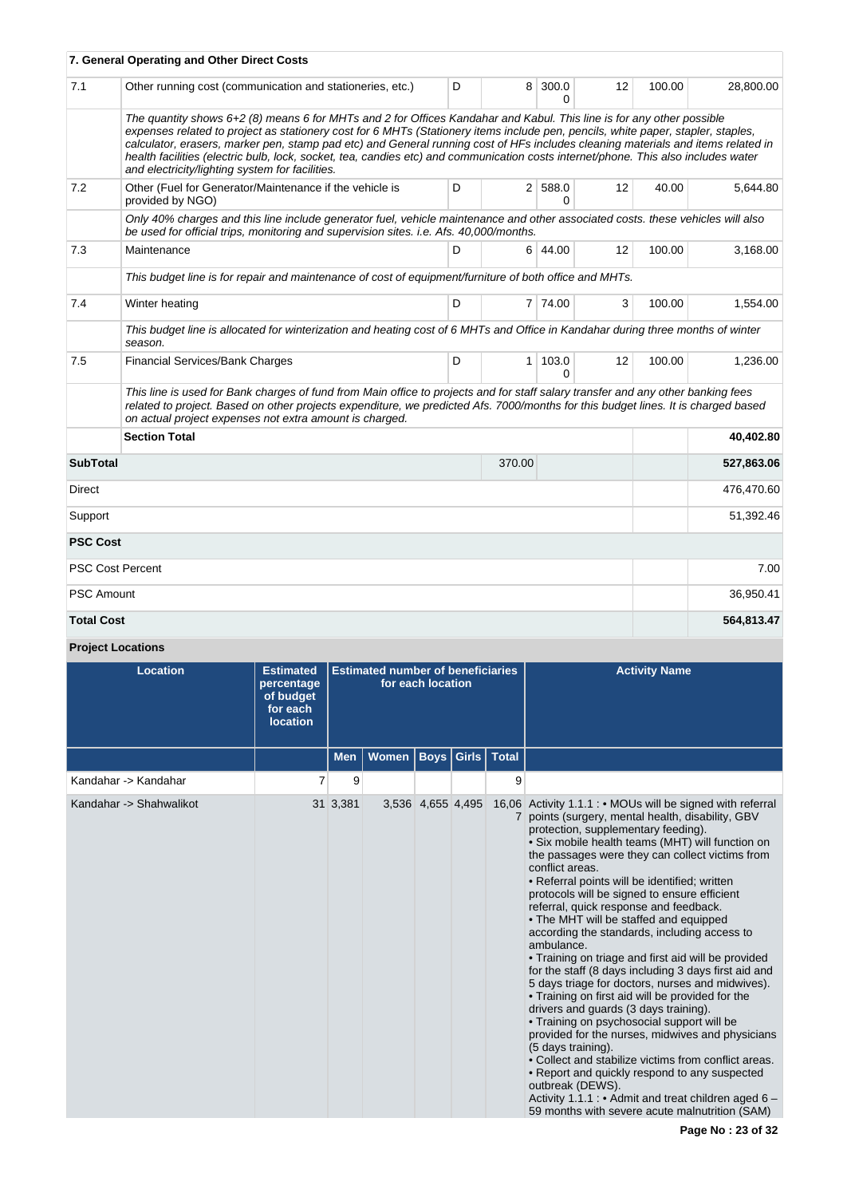### 7. General Operating and Other Direct Costs

| | | | | | | | |
|---|---|---|---|---|---|---|---|
| 7.1 | Other running cost (communication and stationeries, etc.) | D | 8 | 300.00 | 12 | 100.00 | 28,800.00 |
| | *The quantity shows 6+2 (8) means 6 for MHTs and 2 for Offices Kandahar and Kabul. This line is for any other possible expenses related to project as stationery cost for 6 MHTs (Stationery items include pen, pencils, white paper, stapler, staples, calculator, erasers, marker pen, stamp pad etc) and General running cost of HFs includes cleaning materials and items related in health facilities (electric bulb, lock, socket, tea, candies etc) and communication costs internet/phone. This also includes water and electricity/lighting system for facilities.* | | | | | | |
| 7.2 | Other (Fuel for Generator/Maintenance if the vehicle is provided by NGO) | D | 2 | 588.00 | 12 | 40.00 | 5,644.80 |
| | *Only 40% charges and this line include generator fuel, vehicle maintenance and other associated costs. these vehicles will also be used for official trips, monitoring and supervision sites. i.e. Afs. 40,000/months.* | | | | | | |
| 7.3 | Maintenance | D | 6 | 44.00 | 12 | 100.00 | 3,168.00 |
| | *This budget line is for repair and maintenance of cost of equipment/furniture of both office and MHTs.* | | | | | | |
| 7.4 | Winter heating | D | 7 | 74.00 | 3 | 100.00 | 1,554.00 |
| | *This budget line is allocated for winterization and heating cost of 6 MHTs and Office in Kandahar during three months of winter season.* | | | | | | |
| 7.5 | Financial Services/Bank Charges | D | 1 | 103.00 | 12 | 100.00 | 1,236.00 |
| | *This line is used for Bank charges of fund from Main office to projects and for staff salary transfer and any other banking fees related to project. Based on other projects expenditure, we predicted Afs. 7000/months for this budget lines. It is charged based on actual project expenses not extra amount is charged.* | | | | | | |
| | **Section Total** | | | | | | **40,402.80** |

| | | |
|---|---|---|
| **SubTotal** | 370.00 | **527,863.06** |
| Direct | | 476,470.60 |
| Support | | 51,392.46 |
| **PSC Cost** | | |
| PSC Cost Percent | | 7.00 |
| PSC Amount | | 36,950.41 |
| **Total Cost** | | **564,813.47** |

### Project Locations

| Location | Estimated percentage of budget for each location | Estimated number of beneficiaries for each location | | | | | Activity Name |
|---|---|---|---|---|---|---|---|
| | | Men | Women | Boys | Girls | Total | |
| Kandahar -> Kandahar | 7 | 9 | | | | 9 | |
| Kandahar -> Shahwalikot | 31 | 3,381 | 3,536 | 4,655 | 4,495 | 16,067 | Activity 1.1.1 : • MOUs will be signed with referral points (surgery, mental health, disability, GBV protection, supplementary feeding).<br>• Six mobile health teams (MHT) will function on the passages were they can collect victims from conflict areas.<br>• Referral points will be identified; written protocols will be signed to ensure efficient referral, quick response and feedback.<br>• The MHT will be staffed and equipped according the standards, including access to ambulance.<br>• Training on triage and first aid will be provided for the staff (8 days including 3 days first aid and 5 days triage for doctors, nurses and midwives).<br>• Training on first aid will be provided for the drivers and guards (3 days training).<br>• Training on psychosocial support will be provided for the nurses, midwives and physicians (5 days training).<br>• Collect and stabilize victims from conflict areas.<br>• Report and quickly respond to any suspected outbreak (DEWS).<br>Activity 1.1.1 : • Admit and treat children aged 6 – 59 months with severe acute malnutrition (SAM) |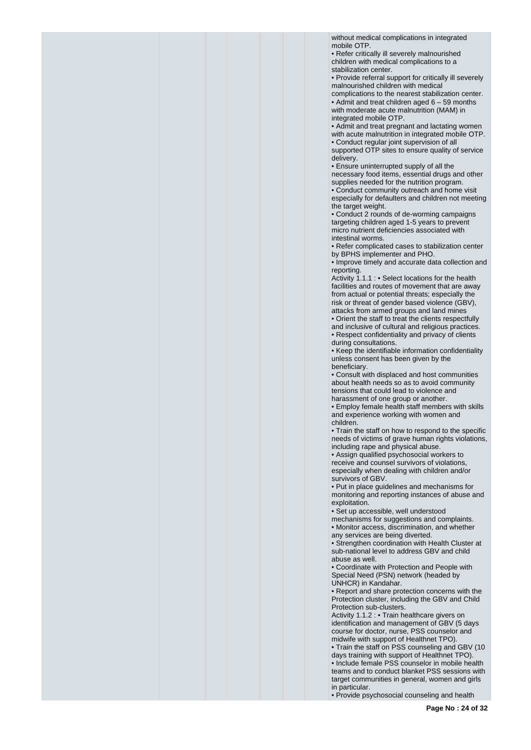without medical complications in integrated mobile OTP.
• Refer critically ill severely malnourished children with medical complications to a stabilization center.
• Provide referral support for critically ill severely malnourished children with medical complications to the nearest stabilization center.
• Admit and treat children aged 6 – 59 months with moderate acute malnutrition (MAM) in integrated mobile OTP.
• Admit and treat pregnant and lactating women with acute malnutrition in integrated mobile OTP.
• Conduct regular joint supervision of all supported OTP sites to ensure quality of service delivery.
• Ensure uninterrupted supply of all the necessary food items, essential drugs and other supplies needed for the nutrition program.
• Conduct community outreach and home visit especially for defaulters and children not meeting the target weight.
• Conduct 2 rounds of de-worming campaigns targeting children aged 1-5 years to prevent micro nutrient deficiencies associated with intestinal worms.
• Refer complicated cases to stabilization center by BPHS implementer and PHO.
• Improve timely and accurate data collection and reporting.

Activity 1.1.1 : • Select locations for the health facilities and routes of movement that are away from actual or potential threats; especially the risk or threat of gender based violence (GBV), attacks from armed groups and land mines
• Orient the staff to treat the clients respectfully and inclusive of cultural and religious practices.
• Respect confidentiality and privacy of clients during consultations.
• Keep the identifiable information confidentiality unless consent has been given by the beneficiary.
• Consult with displaced and host communities about health needs so as to avoid community tensions that could lead to violence and harassment of one group or another.
• Employ female health staff members with skills and experience working with women and children.
• Train the staff on how to respond to the specific needs of victims of grave human rights violations, including rape and physical abuse.
• Assign qualified psychosocial workers to receive and counsel survivors of violations, especially when dealing with children and/or survivors of GBV.
• Put in place guidelines and mechanisms for monitoring and reporting instances of abuse and exploitation.
• Set up accessible, well understood mechanisms for suggestions and complaints.
• Monitor access, discrimination, and whether any services are being diverted.
• Strengthen coordination with Health Cluster at sub-national level to address GBV and child abuse as well.
• Coordinate with Protection and People with Special Need (PSN) network (headed by UNHCR) in Kandahar.
• Report and share protection concerns with the Protection cluster, including the GBV and Child Protection sub-clusters.

Activity 1.1.2 : • Train healthcare givers on identification and management of GBV (5 days course for doctor, nurse, PSS counselor and midwife with support of Healthnet TPO).
• Train the staff on PSS counseling and GBV (10 days training with support of Healthnet TPO).
• Include female PSS counselor in mobile health teams and to conduct blanket PSS sessions with target communities in general, women and girls in particular.
• Provide psychosocial counseling and health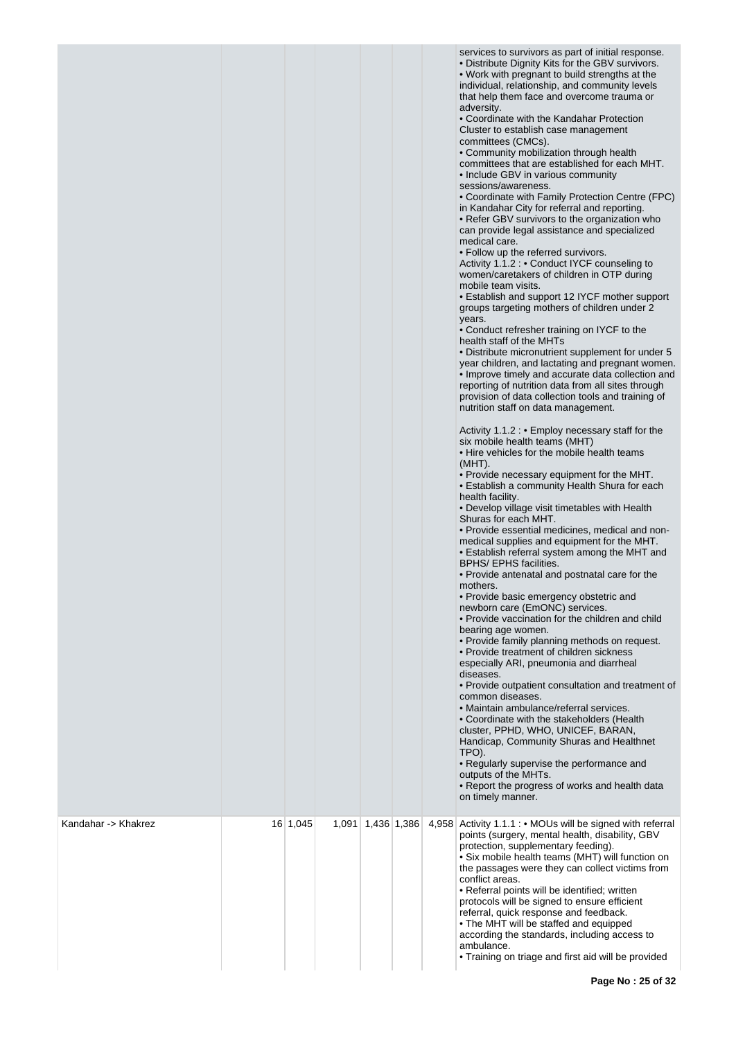| | | | | | | | |
|---|---|---|---|---|---|---|---|
| | | | | | | | services to survivors as part of initial response.<br>• Distribute Dignity Kits for the GBV survivors.<br>• Work with pregnant to build strengths at the individual, relationship, and community levels that help them face and overcome trauma or adversity.<br>• Coordinate with the Kandahar Protection Cluster to establish case management committees (CMCs).<br>• Community mobilization through health committees that are established for each MHT.<br>• Include GBV in various community sessions/awareness.<br>• Coordinate with Family Protection Centre (FPC) in Kandahar City for referral and reporting.<br>• Refer GBV survivors to the organization who can provide legal assistance and specialized medical care.<br>• Follow up the referred survivors.<br>Activity 1.1.2 : • Conduct IYCF counseling to women/caretakers of children in OTP during mobile team visits.<br>• Establish and support 12 IYCF mother support groups targeting mothers of children under 2 years.<br>• Conduct refresher training on IYCF to the health staff of the MHTs<br>• Distribute micronutrient supplement for under 5 year children, and lactating and pregnant women.<br>• Improve timely and accurate data collection and reporting of nutrition data from all sites through provision of data collection tools and training of nutrition staff on data management.<br><br>Activity 1.1.2 : • Employ necessary staff for the six mobile health teams (MHT)<br>• Hire vehicles for the mobile health teams (MHT).<br>• Provide necessary equipment for the MHT.<br>• Establish a community Health Shura for each health facility.<br>• Develop village visit timetables with Health Shuras for each MHT.<br>• Provide essential medicines, medical and non-medical supplies and equipment for the MHT.<br>• Establish referral system among the MHT and BPHS/ EPHS facilities.<br>• Provide antenatal and postnatal care for the mothers.<br>• Provide basic emergency obstetric and newborn care (EmONC) services.<br>• Provide vaccination for the children and child bearing age women.<br>• Provide family planning methods on request.<br>• Provide treatment of children sickness especially ARI, pneumonia and diarrheal diseases.<br>• Provide outpatient consultation and treatment of common diseases.<br>• Maintain ambulance/referral services.<br>• Coordinate with the stakeholders (Health cluster, PPHD, WHO, UNICEF, BARAN, Handicap, Community Shuras and Healthnet TPO).<br>• Regularly supervise the performance and outputs of the MHTs.<br>• Report the progress of works and health data on timely manner. |
| Kandahar -> Khakrez | 16 | 1,045 | 1,091 | 1,436 | 1,386 | 4,958 | Activity 1.1.1 : • MOUs will be signed with referral points (surgery, mental health, disability, GBV protection, supplementary feeding).<br>• Six mobile health teams (MHT) will function on the passages were they can collect victims from conflict areas.<br>• Referral points will be identified; written protocols will be signed to ensure efficient referral, quick response and feedback.<br>• The MHT will be staffed and equipped according the standards, including access to ambulance.<br>• Training on triage and first aid will be provided |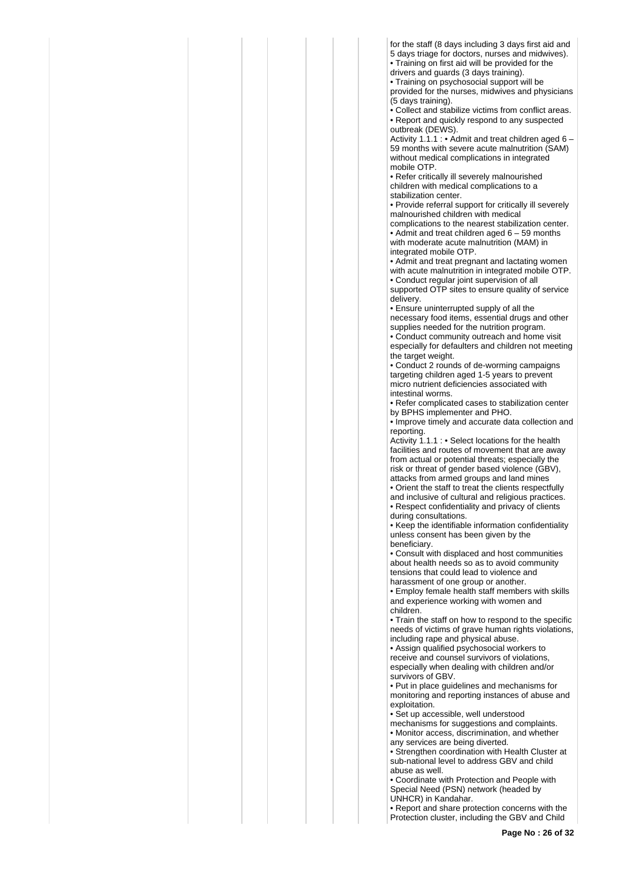for the staff (8 days including 3 days first aid and 5 days triage for doctors, nurses and midwives).
• Training on first aid will be provided for the drivers and guards (3 days training).
• Training on psychosocial support will be provided for the nurses, midwives and physicians (5 days training).
• Collect and stabilize victims from conflict areas.
• Report and quickly respond to any suspected outbreak (DEWS).

Activity 1.1.1 : • Admit and treat children aged 6 – 59 months with severe acute malnutrition (SAM) without medical complications in integrated mobile OTP.
• Refer critically ill severely malnourished children with medical complications to a stabilization center.
• Provide referral support for critically ill severely malnourished children with medical complications to the nearest stabilization center.
• Admit and treat children aged 6 – 59 months with moderate acute malnutrition (MAM) in integrated mobile OTP.
• Admit and treat pregnant and lactating women with acute malnutrition in integrated mobile OTP.
• Conduct regular joint supervision of all supported OTP sites to ensure quality of service delivery.
• Ensure uninterrupted supply of all the necessary food items, essential drugs and other supplies needed for the nutrition program.
• Conduct community outreach and home visit especially for defaulters and children not meeting the target weight.
• Conduct 2 rounds of de-worming campaigns targeting children aged 1-5 years to prevent micro nutrient deficiencies associated with intestinal worms.
• Refer complicated cases to stabilization center by BPHS implementer and PHO.
• Improve timely and accurate data collection and reporting.

Activity 1.1.1 : • Select locations for the health facilities and routes of movement that are away from actual or potential threats; especially the risk or threat of gender based violence (GBV), attacks from armed groups and land mines
• Orient the staff to treat the clients respectfully and inclusive of cultural and religious practices.
• Respect confidentiality and privacy of clients during consultations.
• Keep the identifiable information confidentiality unless consent has been given by the beneficiary.
• Consult with displaced and host communities about health needs so as to avoid community tensions that could lead to violence and harassment of one group or another.
• Employ female health staff members with skills and experience working with women and children.
• Train the staff on how to respond to the specific needs of victims of grave human rights violations, including rape and physical abuse.
• Assign qualified psychosocial workers to receive and counsel survivors of violations, especially when dealing with children and/or survivors of GBV.
• Put in place guidelines and mechanisms for monitoring and reporting instances of abuse and exploitation.
• Set up accessible, well understood mechanisms for suggestions and complaints.
• Monitor access, discrimination, and whether any services are being diverted.
• Strengthen coordination with Health Cluster at sub-national level to address GBV and child abuse as well.
• Coordinate with Protection and People with Special Need (PSN) network (headed by UNHCR) in Kandahar.
• Report and share protection concerns with the Protection cluster, including the GBV and Child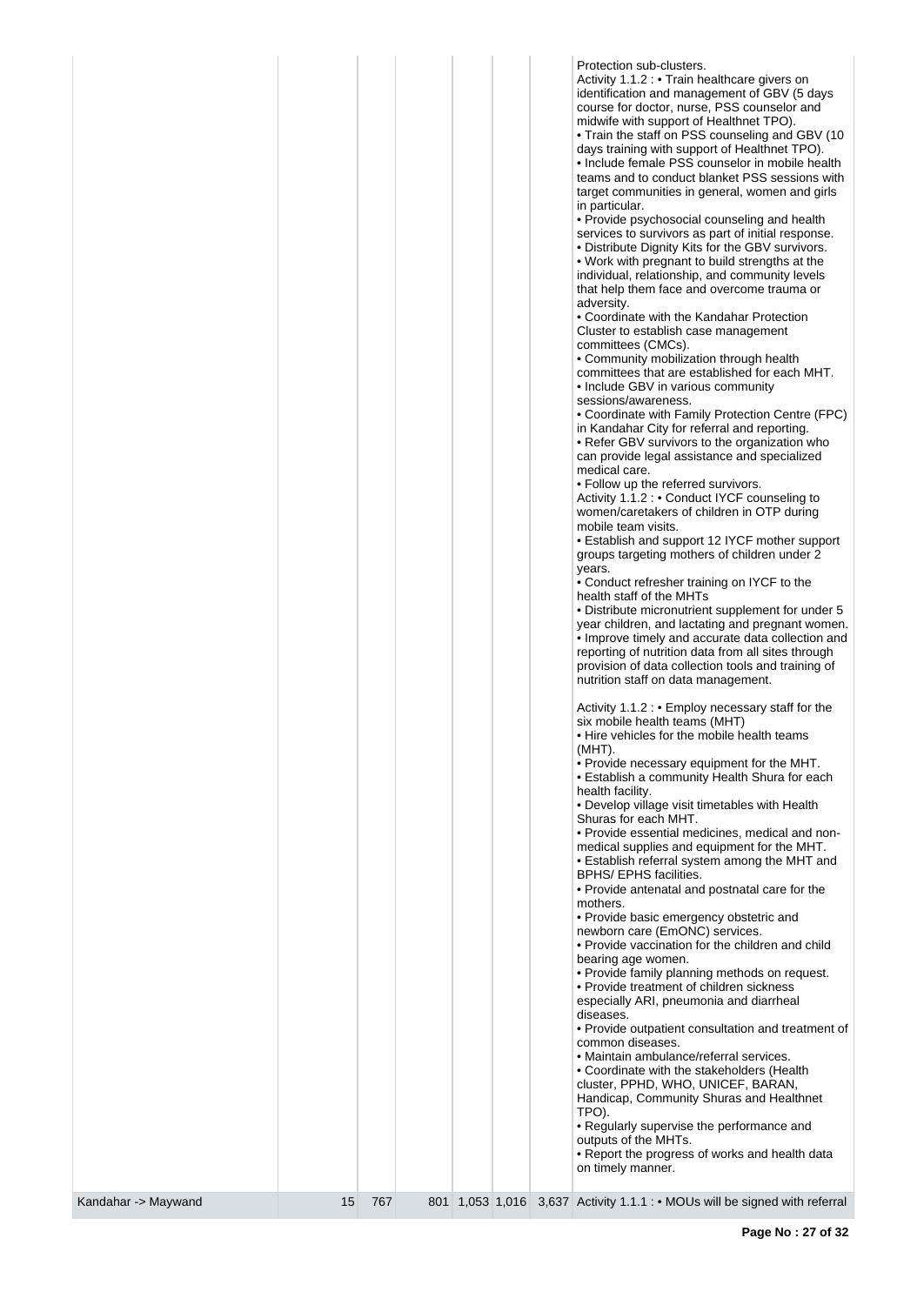| | | | | | | | |
|---|---|---|---|---|---|---|---|
| | | | | | | | Protection sub-clusters.<br>Activity 1.1.2 : • Train healthcare givers on identification and management of GBV (5 days course for doctor, nurse, PSS counselor and midwife with support of Healthnet TPO).<br>• Train the staff on PSS counseling and GBV (10 days training with support of Healthnet TPO).<br>• Include female PSS counselor in mobile health teams and to conduct blanket PSS sessions with target communities in general, women and girls in particular.<br>• Provide psychosocial counseling and health services to survivors as part of initial response.<br>• Distribute Dignity Kits for the GBV survivors.<br>• Work with pregnant to build strengths at the individual, relationship, and community levels that help them face and overcome trauma or adversity.<br>• Coordinate with the Kandahar Protection Cluster to establish case management committees (CMCs).<br>• Community mobilization through health committees that are established for each MHT.<br>• Include GBV in various community sessions/awareness.<br>• Coordinate with Family Protection Centre (FPC) in Kandahar City for referral and reporting.<br>• Refer GBV survivors to the organization who can provide legal assistance and specialized medical care.<br>• Follow up the referred survivors.<br>Activity 1.1.2 : • Conduct IYCF counseling to women/caretakers of children in OTP during mobile team visits.<br>• Establish and support 12 IYCF mother support groups targeting mothers of children under 2 years.<br>• Conduct refresher training on IYCF to the health staff of the MHTs<br>• Distribute micronutrient supplement for under 5 year children, and lactating and pregnant women.<br>• Improve timely and accurate data collection and reporting of nutrition data from all sites through provision of data collection tools and training of nutrition staff on data management.<br><br>Activity 1.1.2 : • Employ necessary staff for the six mobile health teams (MHT)<br>• Hire vehicles for the mobile health teams (MHT).<br>• Provide necessary equipment for the MHT.<br>• Establish a community Health Shura for each health facility.<br>• Develop village visit timetables with Health Shuras for each MHT.<br>• Provide essential medicines, medical and non-medical supplies and equipment for the MHT.<br>• Establish referral system among the MHT and BPHS/ EPHS facilities.<br>• Provide antenatal and postnatal care for the mothers.<br>• Provide basic emergency obstetric and newborn care (EmONC) services.<br>• Provide vaccination for the children and child bearing age women.<br>• Provide family planning methods on request.<br>• Provide treatment of children sickness especially ARI, pneumonia and diarrheal diseases.<br>• Provide outpatient consultation and treatment of common diseases.<br>• Maintain ambulance/referral services.<br>• Coordinate with the stakeholders (Health cluster, PPHD, WHO, UNICEF, BARAN, Handicap, Community Shuras and Healthnet TPO).<br>• Regularly supervise the performance and outputs of the MHTs.<br>• Report the progress of works and health data on timely manner. |
| Kandahar -> Maywand | 15 | 767 | 801 | 1,053 | 1,016 | 3,637 | Activity 1.1.1 : • MOUs will be signed with referral |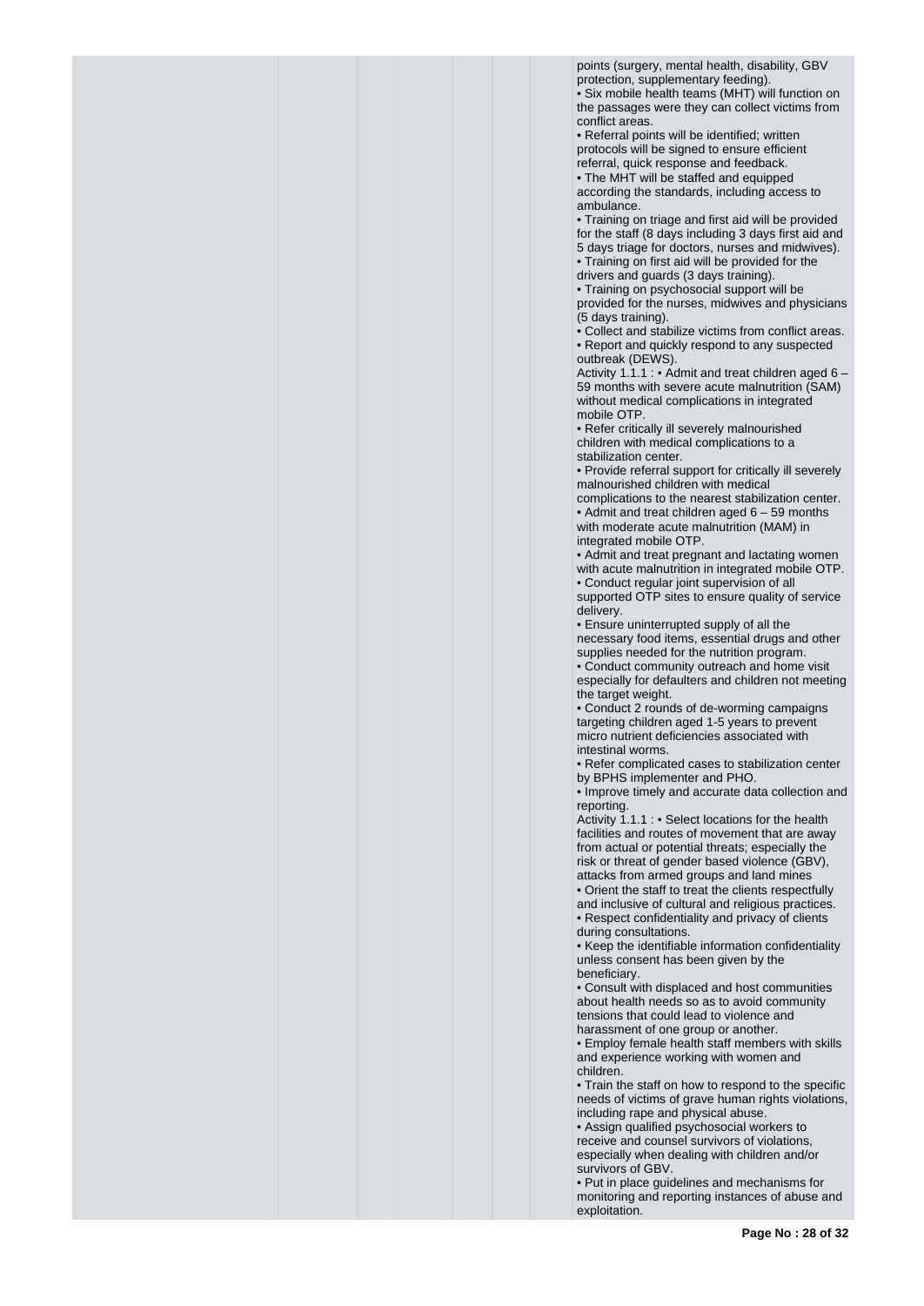points (surgery, mental health, disability, GBV protection, supplementary feeding).
• Six mobile health teams (MHT) will function on the passages were they can collect victims from conflict areas.
• Referral points will be identified; written protocols will be signed to ensure efficient referral, quick response and feedback.
• The MHT will be staffed and equipped according the standards, including access to ambulance.
• Training on triage and first aid will be provided for the staff (8 days including 3 days first aid and 5 days triage for doctors, nurses and midwives).
• Training on first aid will be provided for the drivers and guards (3 days training).
• Training on psychosocial support will be provided for the nurses, midwives and physicians (5 days training).
• Collect and stabilize victims from conflict areas.
• Report and quickly respond to any suspected outbreak (DEWS).

Activity 1.1.1 : • Admit and treat children aged 6 – 59 months with severe acute malnutrition (SAM) without medical complications in integrated mobile OTP.
• Refer critically ill severely malnourished children with medical complications to a stabilization center.
• Provide referral support for critically ill severely malnourished children with medical complications to the nearest stabilization center.
• Admit and treat children aged 6 – 59 months with moderate acute malnutrition (MAM) in integrated mobile OTP.
• Admit and treat pregnant and lactating women with acute malnutrition in integrated mobile OTP.
• Conduct regular joint supervision of all supported OTP sites to ensure quality of service delivery.
• Ensure uninterrupted supply of all the necessary food items, essential drugs and other supplies needed for the nutrition program.
• Conduct community outreach and home visit especially for defaulters and children not meeting the target weight.
• Conduct 2 rounds of de-worming campaigns targeting children aged 1-5 years to prevent micro nutrient deficiencies associated with intestinal worms.
• Refer complicated cases to stabilization center by BPHS implementer and PHO.
• Improve timely and accurate data collection and reporting.

Activity 1.1.1 : • Select locations for the health facilities and routes of movement that are away from actual or potential threats; especially the risk or threat of gender based violence (GBV), attacks from armed groups and land mines
• Orient the staff to treat the clients respectfully and inclusive of cultural and religious practices.
• Respect confidentiality and privacy of clients during consultations.
• Keep the identifiable information confidentiality unless consent has been given by the beneficiary.
• Consult with displaced and host communities about health needs so as to avoid community tensions that could lead to violence and harassment of one group or another.
• Employ female health staff members with skills and experience working with women and children.
• Train the staff on how to respond to the specific needs of victims of grave human rights violations, including rape and physical abuse.
• Assign qualified psychosocial workers to receive and counsel survivors of violations, especially when dealing with children and/or survivors of GBV.
• Put in place guidelines and mechanisms for monitoring and reporting instances of abuse and exploitation.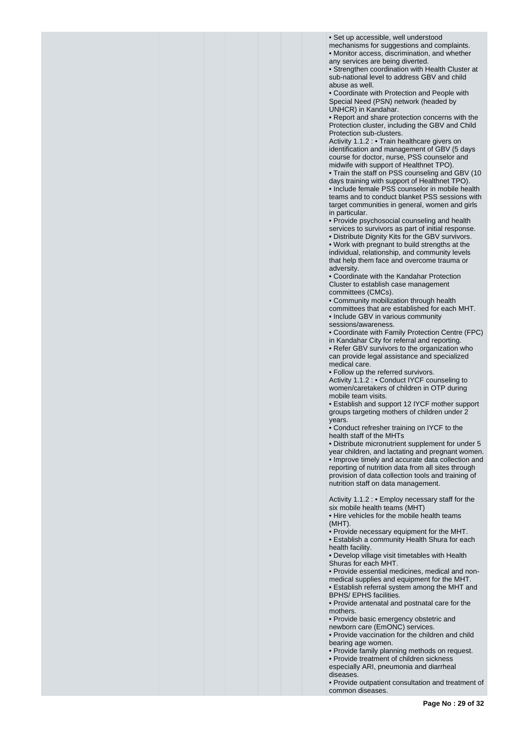| | | | | | | |
|---|---|---|---|---|---|---|
| | | | | | | • Set up accessible, well understood mechanisms for suggestions and complaints.<br>• Monitor access, discrimination, and whether any services are being diverted.<br>• Strengthen coordination with Health Cluster at sub-national level to address GBV and child abuse as well.<br>• Coordinate with Protection and People with Special Need (PSN) network (headed by UNHCR) in Kandahar.<br>• Report and share protection concerns with the Protection cluster, including the GBV and Child Protection sub-clusters.<br>Activity 1.1.2 : • Train healthcare givers on identification and management of GBV (5 days course for doctor, nurse, PSS counselor and midwife with support of Healthnet TPO).<br>• Train the staff on PSS counseling and GBV (10 days training with support of Healthnet TPO).<br>• Include female PSS counselor in mobile health teams and to conduct blanket PSS sessions with target communities in general, women and girls in particular.<br>• Provide psychosocial counseling and health services to survivors as part of initial response.<br>• Distribute Dignity Kits for the GBV survivors.<br>• Work with pregnant to build strengths at the individual, relationship, and community levels that help them face and overcome trauma or adversity.<br>• Coordinate with the Kandahar Protection Cluster to establish case management committees (CMCs).<br>• Community mobilization through health committees that are established for each MHT.<br>• Include GBV in various community sessions/awareness.<br>• Coordinate with Family Protection Centre (FPC) in Kandahar City for referral and reporting.<br>• Refer GBV survivors to the organization who can provide legal assistance and specialized medical care.<br>• Follow up the referred survivors.<br>Activity 1.1.2 : • Conduct IYCF counseling to women/caretakers of children in OTP during mobile team visits.<br>• Establish and support 12 IYCF mother support groups targeting mothers of children under 2 years.<br>• Conduct refresher training on IYCF to the health staff of the MHTs<br>• Distribute micronutrient supplement for under 5 year children, and lactating and pregnant women.<br>• Improve timely and accurate data collection and reporting of nutrition data from all sites through provision of data collection tools and training of nutrition staff on data management.<br><br>Activity 1.1.2 : • Employ necessary staff for the six mobile health teams (MHT)<br>• Hire vehicles for the mobile health teams (MHT).<br>• Provide necessary equipment for the MHT.<br>• Establish a community Health Shura for each health facility.<br>• Develop village visit timetables with Health Shuras for each MHT.<br>• Provide essential medicines, medical and non-medical supplies and equipment for the MHT.<br>• Establish referral system among the MHT and BPHS/ EPHS facilities.<br>• Provide antenatal and postnatal care for the mothers.<br>• Provide basic emergency obstetric and newborn care (EmONC) services.<br>• Provide vaccination for the children and child bearing age women.<br>• Provide family planning methods on request.<br>• Provide treatment of children sickness especially ARI, pneumonia and diarrheal diseases.<br>• Provide outpatient consultation and treatment of common diseases. |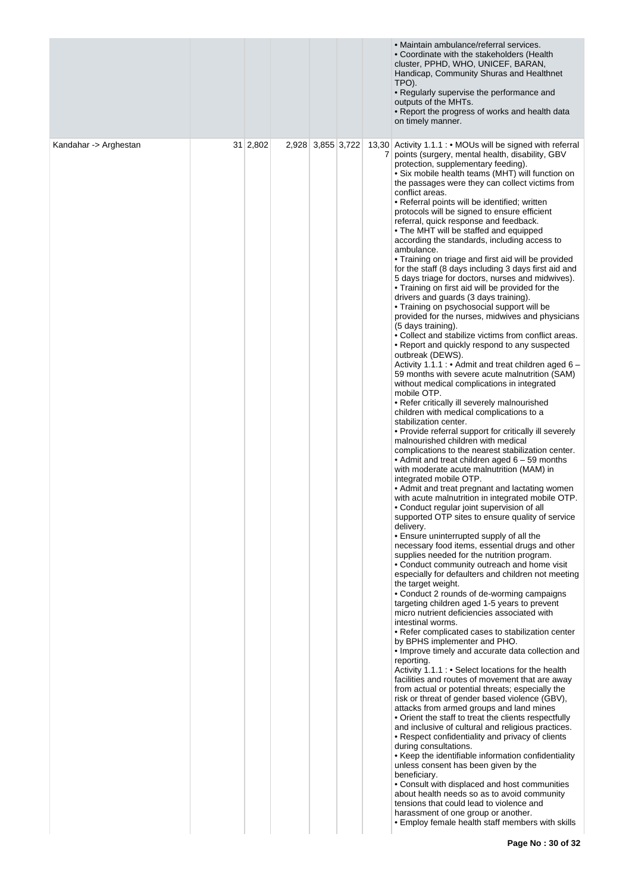| | | | | | | |
|---|---|---|---|---|---|---|
| | | | | | | • Maintain ambulance/referral services.<br>• Coordinate with the stakeholders (Health cluster, PPHD, WHO, UNICEF, BARAN, Handicap, Community Shuras and Healthnet TPO).<br>• Regularly supervise the performance and outputs of the MHTs.<br>• Report the progress of works and health data on timely manner. |
| Kandahar -> Arghestan | 31 | 2,802 | 2,928 | 3,855 | 3,722 | 13,307 | Activity 1.1.1 : • MOUs will be signed with referral points (surgery, mental health, disability, GBV protection, supplementary feeding).<br>• Six mobile health teams (MHT) will function on the passages were they can collect victims from conflict areas.<br>• Referral points will be identified; written protocols will be signed to ensure efficient referral, quick response and feedback.<br>• The MHT will be staffed and equipped according the standards, including access to ambulance.<br>• Training on triage and first aid will be provided for the staff (8 days including 3 days first aid and 5 days triage for doctors, nurses and midwives).<br>• Training on first aid will be provided for the drivers and guards (3 days training).<br>• Training on psychosocial support will be provided for the nurses, midwives and physicians (5 days training).<br>• Collect and stabilize victims from conflict areas.<br>• Report and quickly respond to any suspected outbreak (DEWS).<br>Activity 1.1.1 : • Admit and treat children aged 6 – 59 months with severe acute malnutrition (SAM) without medical complications in integrated mobile OTP.<br>• Refer critically ill severely malnourished children with medical complications to a stabilization center.<br>• Provide referral support for critically ill severely malnourished children with medical complications to the nearest stabilization center.<br>• Admit and treat children aged 6 – 59 months with moderate acute malnutrition (MAM) in integrated mobile OTP.<br>• Admit and treat pregnant and lactating women with acute malnutrition in integrated mobile OTP.<br>• Conduct regular joint supervision of all supported OTP sites to ensure quality of service delivery.<br>• Ensure uninterrupted supply of all the necessary food items, essential drugs and other supplies needed for the nutrition program.<br>• Conduct community outreach and home visit especially for defaulters and children not meeting the target weight.<br>• Conduct 2 rounds of de-worming campaigns targeting children aged 1-5 years to prevent micro nutrient deficiencies associated with intestinal worms.<br>• Refer complicated cases to stabilization center by BPHS implementer and PHO.<br>• Improve timely and accurate data collection and reporting.<br>Activity 1.1.1 : • Select locations for the health facilities and routes of movement that are away from actual or potential threats; especially the risk or threat of gender based violence (GBV), attacks from armed groups and land mines<br>• Orient the staff to treat the clients respectfully and inclusive of cultural and religious practices.<br>• Respect confidentiality and privacy of clients during consultations.<br>• Keep the identifiable information confidentiality unless consent has been given by the beneficiary.<br>• Consult with displaced and host communities about health needs so as to avoid community tensions that could lead to violence and harassment of one group or another.<br>• Employ female health staff members with skills |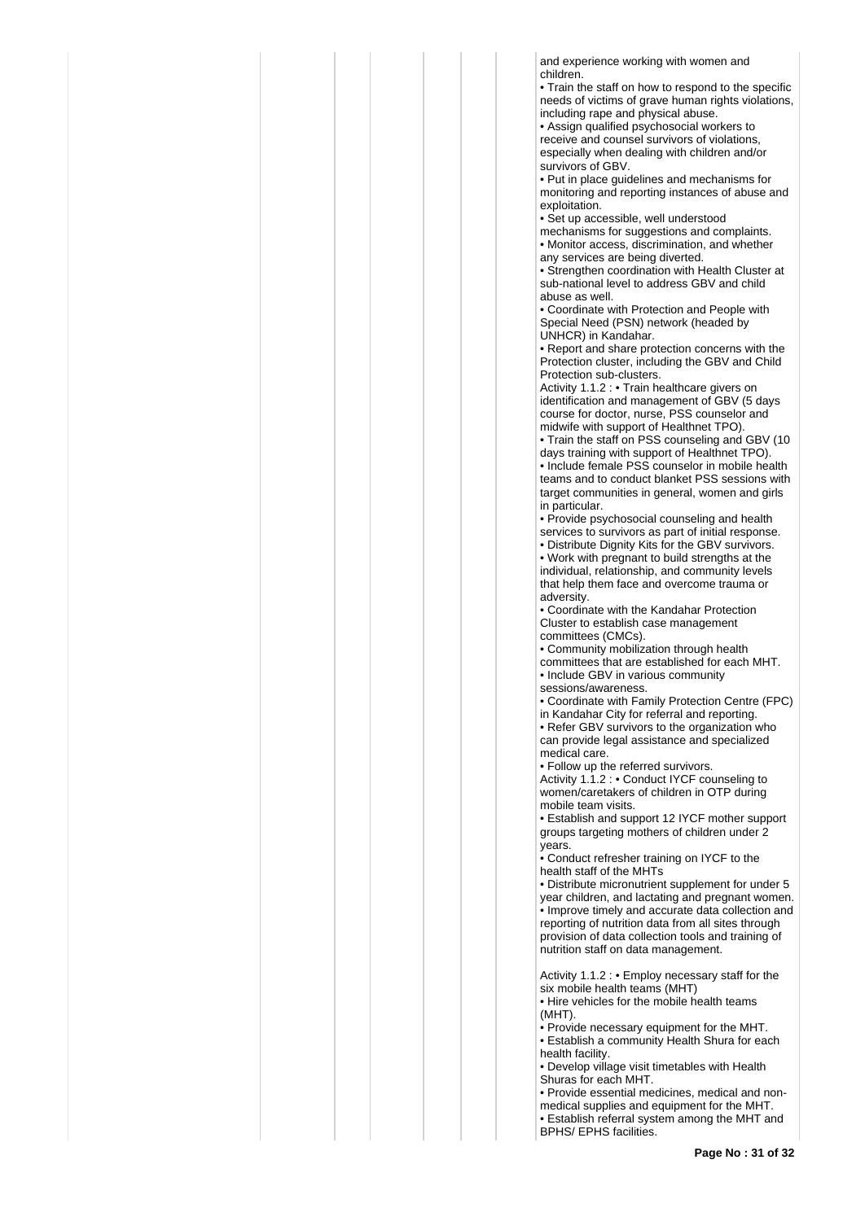and experience working with women and children.

• Train the staff on how to respond to the specific needs of victims of grave human rights violations, including rape and physical abuse.
• Assign qualified psychosocial workers to receive and counsel survivors of violations, especially when dealing with children and/or survivors of GBV.
• Put in place guidelines and mechanisms for monitoring and reporting instances of abuse and exploitation.
• Set up accessible, well understood mechanisms for suggestions and complaints.
• Monitor access, discrimination, and whether any services are being diverted.
• Strengthen coordination with Health Cluster at sub-national level to address GBV and child abuse as well.
• Coordinate with Protection and People with Special Need (PSN) network (headed by UNHCR) in Kandahar.
• Report and share protection concerns with the Protection cluster, including the GBV and Child Protection sub-clusters.

Activity 1.1.2 : • Train healthcare givers on identification and management of GBV (5 days course for doctor, nurse, PSS counselor and midwife with support of Healthnet TPO).
• Train the staff on PSS counseling and GBV (10 days training with support of Healthnet TPO).
• Include female PSS counselor in mobile health teams and to conduct blanket PSS sessions with target communities in general, women and girls in particular.
• Provide psychosocial counseling and health services to survivors as part of initial response.
• Distribute Dignity Kits for the GBV survivors.
• Work with pregnant to build strengths at the individual, relationship, and community levels that help them face and overcome trauma or adversity.
• Coordinate with the Kandahar Protection Cluster to establish case management committees (CMCs).
• Community mobilization through health committees that are established for each MHT.
• Include GBV in various community sessions/awareness.
• Coordinate with Family Protection Centre (FPC) in Kandahar City for referral and reporting.
• Refer GBV survivors to the organization who can provide legal assistance and specialized medical care.
• Follow up the referred survivors.

Activity 1.1.2 : • Conduct IYCF counseling to women/caretakers of children in OTP during mobile team visits.
• Establish and support 12 IYCF mother support groups targeting mothers of children under 2 years.
• Conduct refresher training on IYCF to the health staff of the MHTs
• Distribute micronutrient supplement for under 5 year children, and lactating and pregnant women.
• Improve timely and accurate data collection and reporting of nutrition data from all sites through provision of data collection tools and training of nutrition staff on data management.

Activity 1.1.2 : • Employ necessary staff for the six mobile health teams (MHT)
• Hire vehicles for the mobile health teams (MHT).
• Provide necessary equipment for the MHT.
• Establish a community Health Shura for each health facility.
• Develop village visit timetables with Health Shuras for each MHT.
• Provide essential medicines, medical and non-medical supplies and equipment for the MHT.
• Establish referral system among the MHT and BPHS/ EPHS facilities.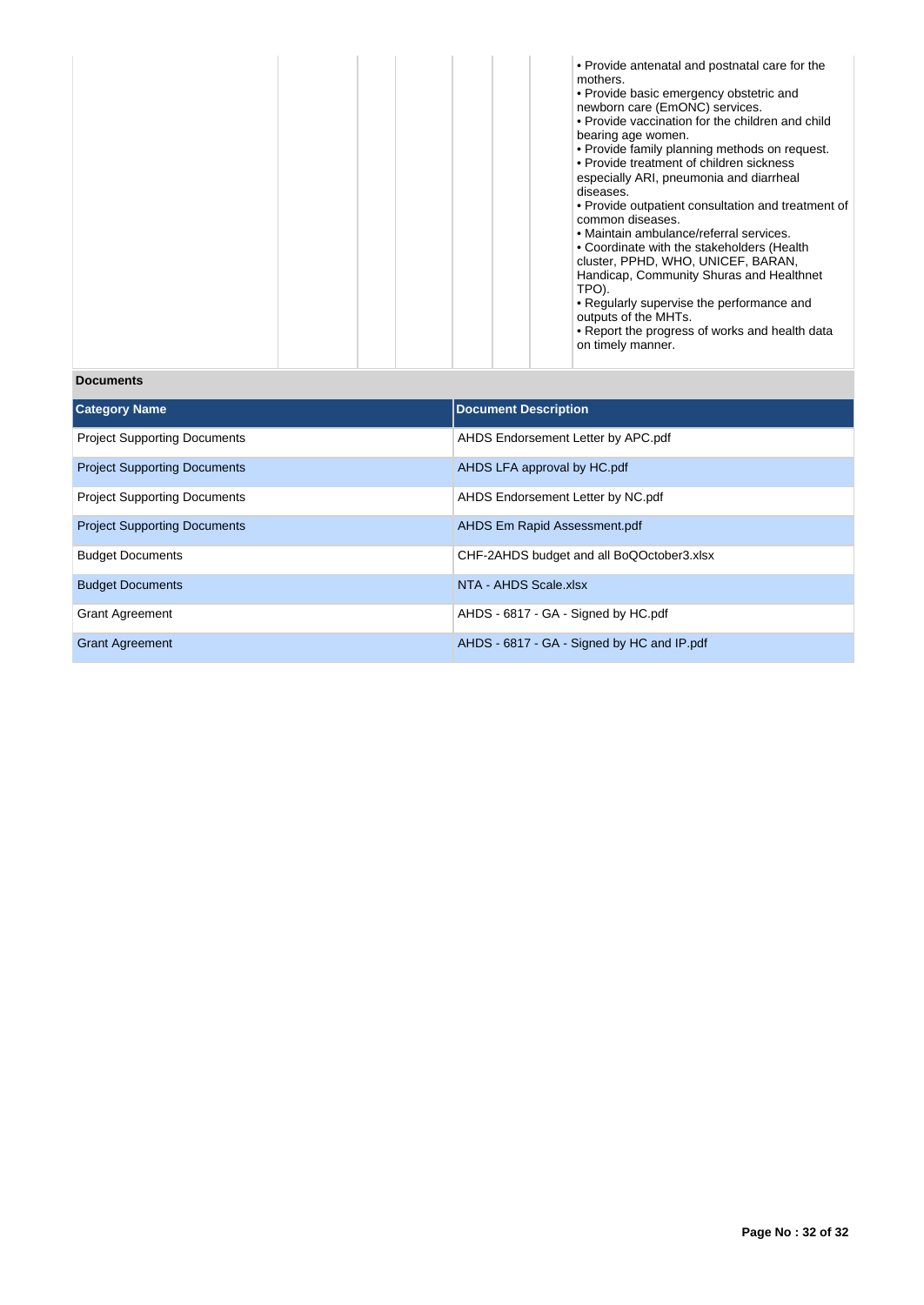| | | | | | | | |
|---|---|---|---|---|---|---|---|
| | | | | | | | • Provide antenatal and postnatal care for the mothers.<br>• Provide basic emergency obstetric and newborn care (EmONC) services.<br>• Provide vaccination for the children and child bearing age women.<br>• Provide family planning methods on request.<br>• Provide treatment of children sickness especially ARI, pneumonia and diarrheal diseases.<br>• Provide outpatient consultation and treatment of common diseases.<br>• Maintain ambulance/referral services.<br>• Coordinate with the stakeholders (Health cluster, PPHD, WHO, UNICEF, BARAN, Handicap, Community Shuras and Healthnet TPO).<br>• Regularly supervise the performance and outputs of the MHTs.<br>• Report the progress of works and health data on timely manner. |

**Documents**

| Category Name | Document Description |
|---|---|
| Project Supporting Documents | AHDS Endorsement Letter by APC.pdf |
| Project Supporting Documents | AHDS LFA approval by HC.pdf |
| Project Supporting Documents | AHDS Endorsement Letter by NC.pdf |
| Project Supporting Documents | AHDS Em Rapid Assessment.pdf |
| Budget Documents | CHF-2AHDS budget and all BoQOctober3.xlsx |
| Budget Documents | NTA - AHDS Scale.xlsx |
| Grant Agreement | AHDS - 6817 - GA - Signed by HC.pdf |
| Grant Agreement | AHDS - 6817 - GA - Signed by HC and IP.pdf |